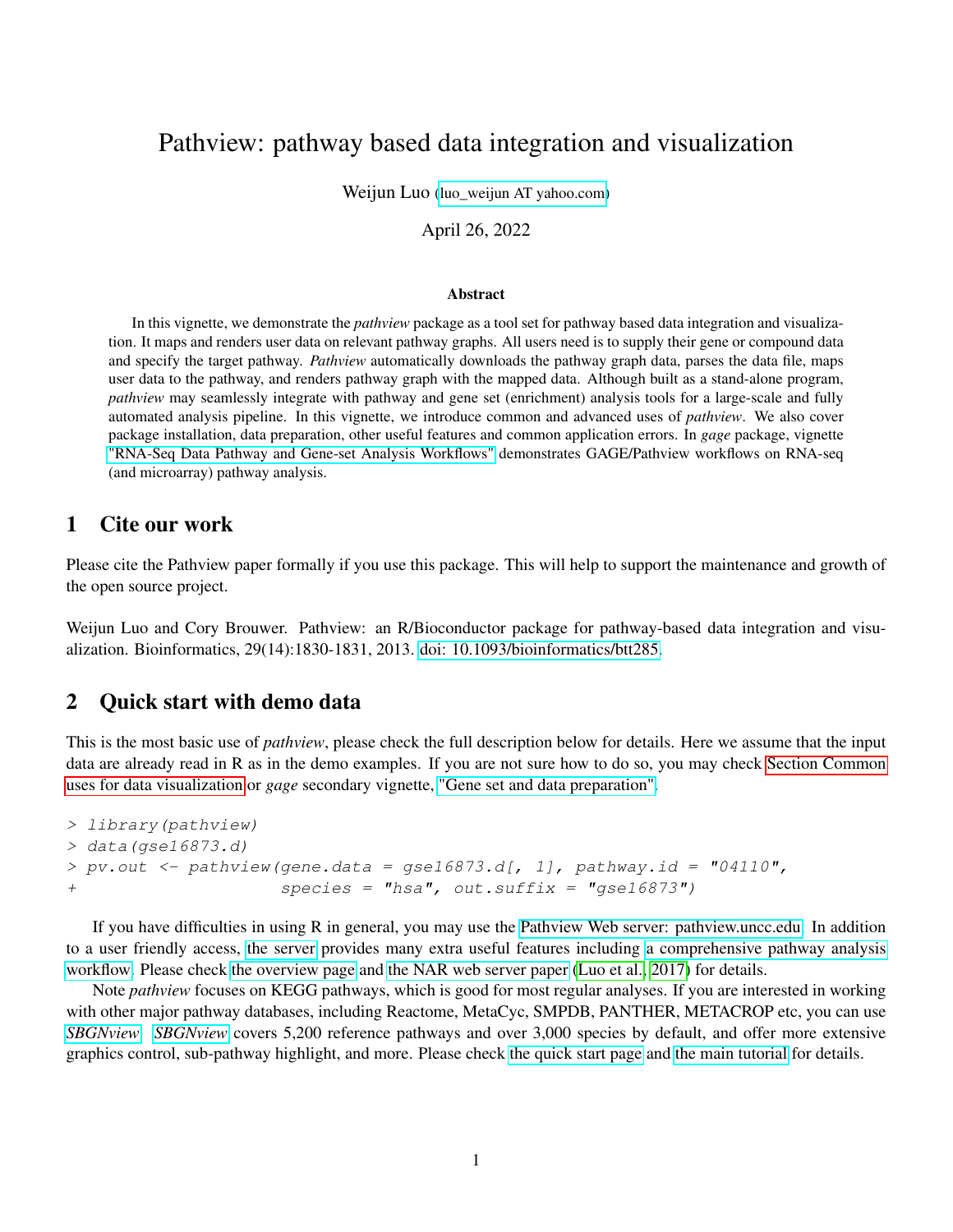# Pathview: pathway based data integration and visualization

Weijun Luo (luo_weijun AT yahoo.com)

April 26, 2022

### Abstract

In this vignette, we demonstrate the *pathview* package as a tool set for pathway based data integration and visualization. It maps and renders user data on relevant pathway graphs. All users need is to supply their gene or compound data and specify the target pathway. *Pathview* automatically downloads the pathway graph data, parses the data file, maps user data to the pathway, and renders pathway graph with the mapped data. Although built as a stand-alone program, *pathview* may seamlessly integrate with pathway and gene set (enrichment) analysis tools for a large-scale and fully automated analysis pipeline. In this vignette, we introduce common and advanced uses of *pathview*. We also cover package installation, data preparation, other useful features and common application errors. In *gage* package, vignette "RNA-Seq Data Pathway and Gene-set Analysis Workflows" demonstrates GAGE/Pathview workflows on RNA-seq (and microarray) pathway analysis.

## 1 Cite our work

Please cite the Pathview paper formally if you use this package. This will help to support the maintenance and growth of the open source project.

Weijun Luo and Cory Brouwer. Pathview: an R/Bioconductor package for pathway-based data integration and visualization. Bioinformatics, 29(14):1830-1831, 2013. doi: 10.1093/bioinformatics/btt285.

## 2 Quick start with demo data

This is the most basic use of *pathview*, please check the full description below for details. Here we assume that the input data are already read in R as in the demo examples. If you are not sure how to do so, you may check Section Common uses for data visualization or *gage* secondary vignette, "Gene set and data preparation".

```
> library(pathview)
> data(gse16873.d)
> pv.out <- pathview(gene.data = gse16873.d[, 1], pathway.id = "04110",
+                    species = "hsa", out.suffix = "gse16873")
```

If you have difficulties in using R in general, you may use the Pathview Web server: pathview.uncc.edu. In addition to a user friendly access, the server provides many extra useful features including a comprehensive pathway analysis workflow. Please check the overview page and the NAR web server paper (Luo et al., 2017) for details.

Note *pathview* focuses on KEGG pathways, which is good for most regular analyses. If you are interested in working with other major pathway databases, including Reactome, MetaCyc, SMPDB, PANTHER, METACROP etc, you can use *SBGNview*. *SBGNview* covers 5,200 reference pathways and over 3,000 species by default, and offer more extensive graphics control, sub-pathway highlight, and more. Please check the quick start page and the main tutorial for details.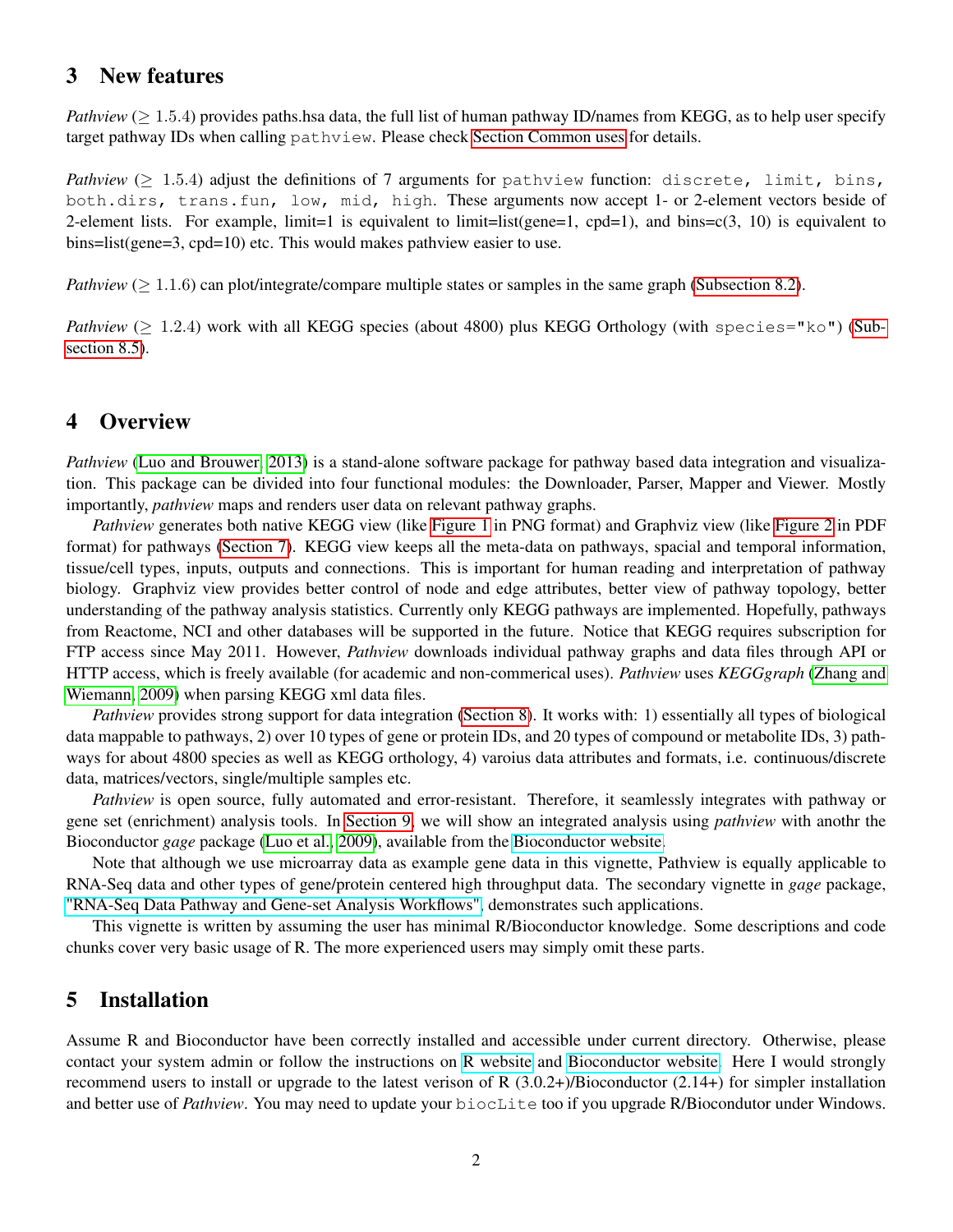## 3 New features

*Pathview* ($\geq$ 1.5.4) provides paths.hsa data, the full list of human pathway ID/names from KEGG, as to help user specify target pathway IDs when calling `pathview`. Please check Section Common uses for details.

*Pathview* ($\geq$ 1.5.4) adjust the definitions of 7 arguments for `pathview` function: `discrete, limit, bins, both.dirs, trans.fun, low, mid, high`. These arguments now accept 1- or 2-element vectors beside of 2-element lists. For example, limit=1 is equivalent to limit=list(gene=1, cpd=1), and bins=c(3, 10) is equivalent to bins=list(gene=3, cpd=10) etc. This would makes pathview easier to use.

*Pathview* ($\geq$ 1.1.6) can plot/integrate/compare multiple states or samples in the same graph (Subsection 8.2).

*Pathview* ($\geq$ 1.2.4) work with all KEGG species (about 4800) plus KEGG Orthology (with `species="ko"`) (Subsection 8.5).

## 4 Overview

*Pathview* (Luo and Brouwer, 2013) is a stand-alone software package for pathway based data integration and visualization. This package can be divided into four functional modules: the Downloader, Parser, Mapper and Viewer. Mostly importantly, *pathview* maps and renders user data on relevant pathway graphs.

*Pathview* generates both native KEGG view (like Figure 1 in PNG format) and Graphviz view (like Figure 2 in PDF format) for pathways (Section 7). KEGG view keeps all the meta-data on pathways, spacial and temporal information, tissue/cell types, inputs, outputs and connections. This is important for human reading and interpretation of pathway biology. Graphviz view provides better control of node and edge attributes, better view of pathway topology, better understanding of the pathway analysis statistics. Currently only KEGG pathways are implemented. Hopefully, pathways from Reactome, NCI and other databases will be supported in the future. Notice that KEGG requires subscription for FTP access since May 2011. However, *Pathview* downloads individual pathway graphs and data files through API or HTTP access, which is freely available (for academic and non-commerical uses). *Pathview* uses *KEGGgraph* (Zhang and Wiemann, 2009) when parsing KEGG xml data files.

*Pathview* provides strong support for data integration (Section 8). It works with: 1) essentially all types of biological data mappable to pathways, 2) over 10 types of gene or protein IDs, and 20 types of compound or metabolite IDs, 3) pathways for about 4800 species as well as KEGG orthology, 4) varoius data attributes and formats, i.e. continuous/discrete data, matrices/vectors, single/multiple samples etc.

*Pathview* is open source, fully automated and error-resistant. Therefore, it seamlessly integrates with pathway or gene set (enrichment) analysis tools. In Section 9, we will show an integrated analysis using *pathview* with anothr the Bioconductor *gage* package (Luo et al., 2009), available from the Bioconductor website.

Note that although we use microarray data as example gene data in this vignette, Pathview is equally applicable to RNA-Seq data and other types of gene/protein centered high throughput data. The secondary vignette in *gage* package, "RNA-Seq Data Pathway and Gene-set Analysis Workflows", demonstrates such applications.

This vignette is written by assuming the user has minimal R/Bioconductor knowledge. Some descriptions and code chunks cover very basic usage of R. The more experienced users may simply omit these parts.

## 5 Installation

Assume R and Bioconductor have been correctly installed and accessible under current directory. Otherwise, please contact your system admin or follow the instructions on R website and Bioconductor website. Here I would strongly recommend users to install or upgrade to the latest verison of R (3.0.2+)/Bioconductor (2.14+) for simpler installation and better use of *Pathview*. You may need to update your `biocLite` too if you upgrade R/Biocondutor under Windows.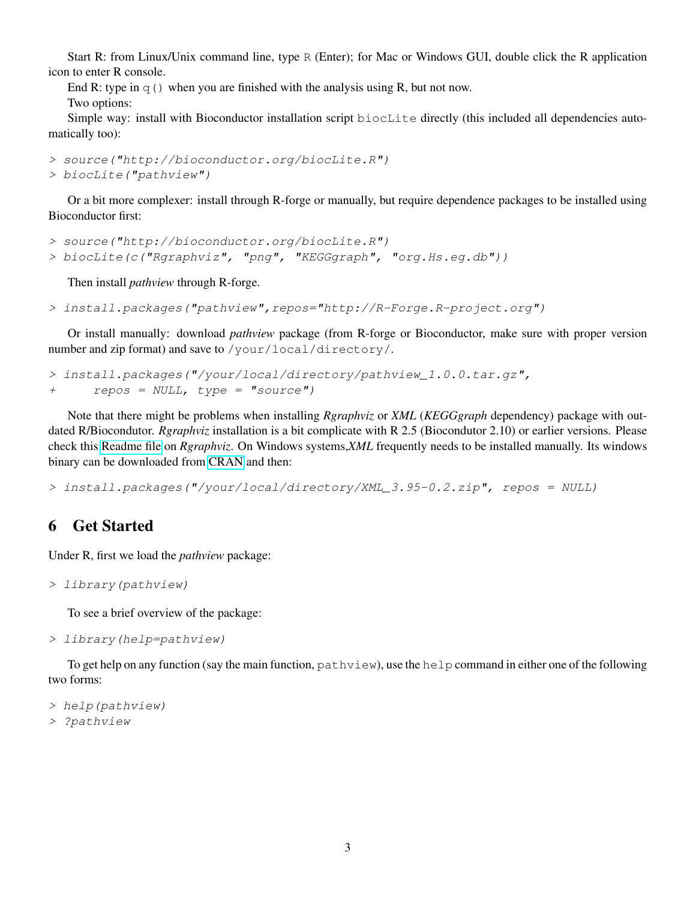Start R: from Linux/Unix command line, type `R` (Enter); for Mac or Windows GUI, double click the R application icon to enter R console.

End R: type in `q()` when you are finished with the analysis using R, but not now.

Two options:

Simple way: install with Bioconductor installation script `biocLite` directly (this included all dependencies automatically too):

```
> source("http://bioconductor.org/biocLite.R")
> biocLite("pathview")
```

Or a bit more complexer: install through R-forge or manually, but require dependence packages to be installed using Bioconductor first:

```
> source("http://bioconductor.org/biocLite.R")
> biocLite(c("Rgraphviz", "png", "KEGGgraph", "org.Hs.eg.db"))
```

Then install *pathview* through R-forge.

```
> install.packages("pathview",repos="http://R-Forge.R-project.org")
```

Or install manually: download *pathview* package (from R-forge or Bioconductor, make sure with proper version number and zip format) and save to `/your/local/directory/`.

```
> install.packages("/your/local/directory/pathview_1.0.0.tar.gz",
+      repos = NULL, type = "source")
```

Note that there might be problems when installing ***Rgraphviz*** or ***XML*** (***KEGGgraph*** dependency) package with outdated R/Bioconductor. ***Rgraphviz*** installation is a bit complicate with R 2.5 (Bioconductor 2.10) or earlier versions. Please check this Readme file on ***Rgraphviz***. On Windows systems,***XML*** frequently needs to be installed manually. Its windows binary can be downloaded from CRAN and then:

```
> install.packages("/your/local/directory/XML_3.95-0.2.zip", repos = NULL)
```

# 6 Get Started

Under R, first we load the *pathview* package:

```
> library(pathview)
```

To see a brief overview of the package:

```
> library(help=pathview)
```

To get help on any function (say the main function, `pathview`), use the `help` command in either one of the following two forms:

```
> help(pathview)
> ?pathview
```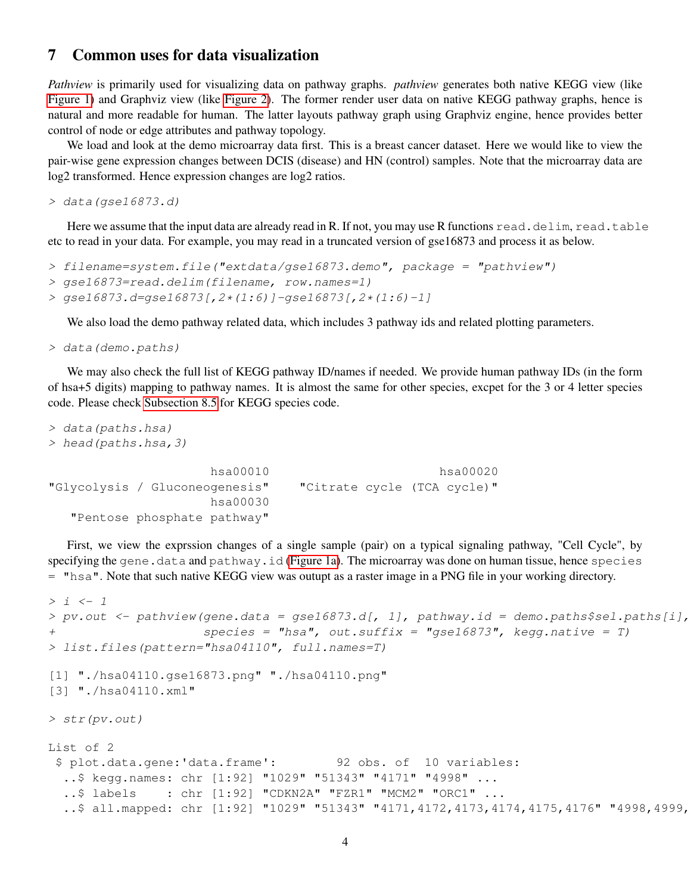## 7 Common uses for data visualization

*Pathview* is primarily used for visualizing data on pathway graphs. *pathview* generates both native KEGG view (like Figure 1) and Graphviz view (like Figure 2). The former render user data on native KEGG pathway graphs, hence is natural and more readable for human. The latter layouts pathway graph using Graphviz engine, hence provides better control of node or edge attributes and pathway topology.

We load and look at the demo microarray data first. This is a breast cancer dataset. Here we would like to view the pair-wise gene expression changes between DCIS (disease) and HN (control) samples. Note that the microarray data are log2 transformed. Hence expression changes are log2 ratios.

```
> data(gse16873.d)
```

Here we assume that the input data are already read in R. If not, you may use R functions `read.delim`, `read.table` etc to read in your data. For example, you may read in a truncated version of gse16873 and process it as below.

```
> filename=system.file("extdata/gse16873.demo", package = "pathview")
> gse16873=read.delim(filename, row.names=1)
> gse16873.d=gse16873[,2*(1:6)]-gse16873[,2*(1:6)-1]
```

We also load the demo pathway related data, which includes 3 pathway ids and related plotting parameters.

```
> data(demo.paths)
```

We may also check the full list of KEGG pathway ID/names if needed. We provide human pathway IDs (in the form of hsa+5 digits) mapping to pathway names. It is almost the same for other species, excpet for the 3 or 4 letter species code. Please check Subsection 8.5 for KEGG species code.

```
> data(paths.hsa)
> head(paths.hsa,3)

                     hsa00010                        hsa00020 
"Glycolysis / Gluconeogenesis"    "Citrate cycle (TCA cycle)" 
                     hsa00030 
   "Pentose phosphate pathway"
```

First, we view the exprssion changes of a single sample (pair) on a typical signaling pathway, "Cell Cycle", by specifying the `gene.data` and `pathway.id` (Figure 1a). The microarray was done on human tissue, hence `species = "hsa"`. Note that such native KEGG view was outupt as a raster image in a PNG file in your working directory.

```
> i <- 1
> pv.out <- pathview(gene.data = gse16873.d[, 1], pathway.id = demo.paths$sel.paths[i],
+                    species = "hsa", out.suffix = "gse16873", kegg.native = T)
> list.files(pattern="hsa04110", full.names=T)

[1] "./hsa04110.gse16873.png" "./hsa04110.png"
[3] "./hsa04110.xml"

> str(pv.out)

List of 2
 $ plot.data.gene:'data.frame':        92 obs. of  10 variables:
  ..$ kegg.names: chr [1:92] "1029" "51343" "4171" "4998" ...
  ..$ labels    : chr [1:92] "CDKN2A" "FZR1" "MCM2" "ORC1" ...
  ..$ all.mapped: chr [1:92] "1029" "51343" "4171,4172,4173,4174,4175,4176" "4998,4999,
```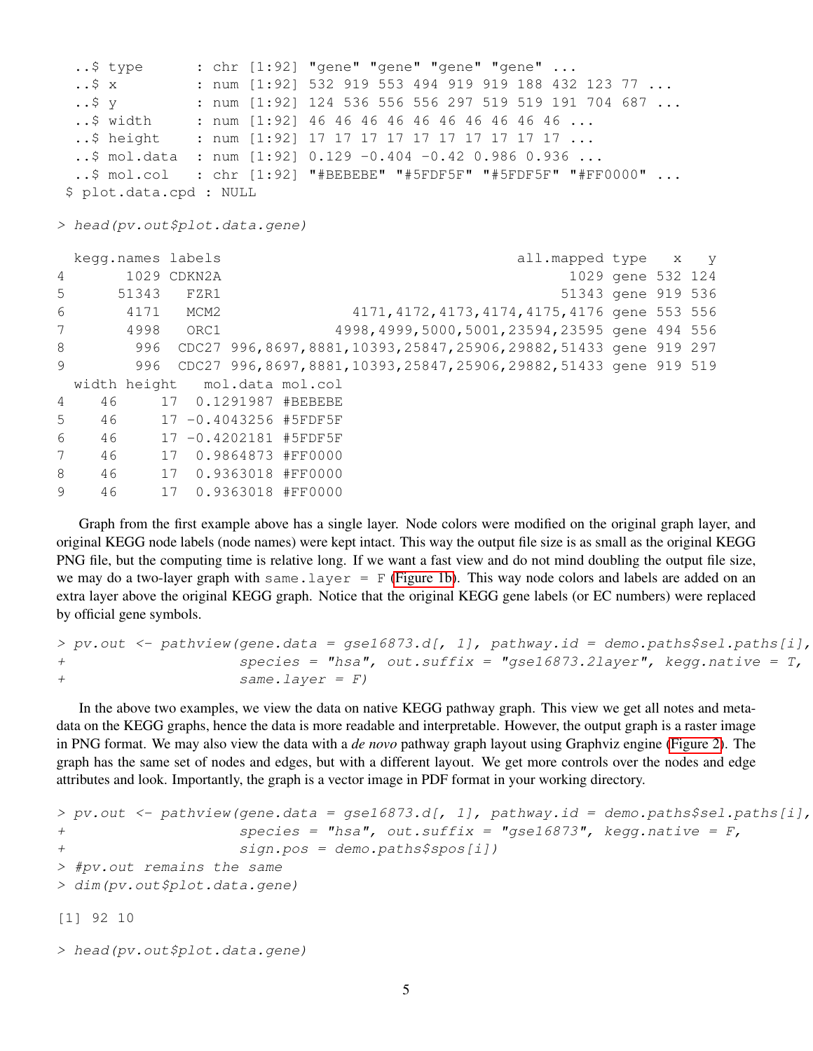```
  ..$ type      : chr [1:92] "gene" "gene" "gene" "gene" ...
  ..$ x         : num [1:92] 532 919 553 494 919 919 188 432 123 77 ...
  ..$ y         : num [1:92] 124 536 556 556 297 519 519 191 704 687 ...
  ..$ width     : num [1:92] 46 46 46 46 46 46 46 46 46 46 ...
  ..$ height    : num [1:92] 17 17 17 17 17 17 17 17 17 17 ...
  ..$ mol.data  : num [1:92] 0.129 -0.404 -0.42 0.986 0.936 ...
  ..$ mol.col   : chr [1:92] "#BEBEBE" "#5FDF5F" "#5FDF5F" "#FF0000" ...
 $ plot.data.cpd : NULL
```

```
> head(pv.out$plot.data.gene)
```

```
  kegg.names labels                                    all.mapped type   x   y
4       1029 CDKN2A                                          1029 gene 532 124
5      51343   FZR1                                         51343 gene 919 536
6       4171   MCM2                 4171,4172,4173,4174,4175,4176 gene 553 556
7       4998   ORC1               4998,4999,5000,5001,23594,23595 gene 494 556
8        996  CDC27 996,8697,8881,10393,25847,25906,29882,51433 gene 919 297
9        996  CDC27 996,8697,8881,10393,25847,25906,29882,51433 gene 919 519
  width height   mol.data mol.col
4    46     17  0.1291987 #BEBEBE
5    46     17 -0.4043256 #5FDF5F
6    46     17 -0.4202181 #5FDF5F
7    46     17  0.9864873 #FF0000
8    46     17  0.9363018 #FF0000
9    46     17  0.9363018 #FF0000
```

Graph from the first example above has a single layer. Node colors were modified on the original graph layer, and original KEGG node labels (node names) were kept intact. This way the output file size is as small as the original KEGG PNG file, but the computing time is relative long. If we want a fast view and do not mind doubling the output file size, we may do a two-layer graph with `same.layer = F` (Figure 1b). This way node colors and labels are added on an extra layer above the original KEGG graph. Notice that the original KEGG gene labels (or EC numbers) were replaced by official gene symbols.

```
> pv.out <- pathview(gene.data = gse16873.d[, 1], pathway.id = demo.paths$sel.paths[i],
+                    species = "hsa", out.suffix = "gse16873.2layer", kegg.native = T,
+                    same.layer = F)
```

In the above two examples, we view the data on native KEGG pathway graph. This view we get all notes and meta-data on the KEGG graphs, hence the data is more readable and interpretable. However, the output graph is a raster image in PNG format. We may also view the data with a *de novo* pathway graph layout using Graphviz engine (Figure 2). The graph has the same set of nodes and edges, but with a different layout. We get more controls over the nodes and edge attributes and look. Importantly, the graph is a vector image in PDF format in your working directory.

```
> pv.out <- pathview(gene.data = gse16873.d[, 1], pathway.id = demo.paths$sel.paths[i],
+                    species = "hsa", out.suffix = "gse16873", kegg.native = F,
+                    sign.pos = demo.paths$spos[i])
> #pv.out remains the same
> dim(pv.out$plot.data.gene)
```

```
[1] 92 10
```

```
> head(pv.out$plot.data.gene)
```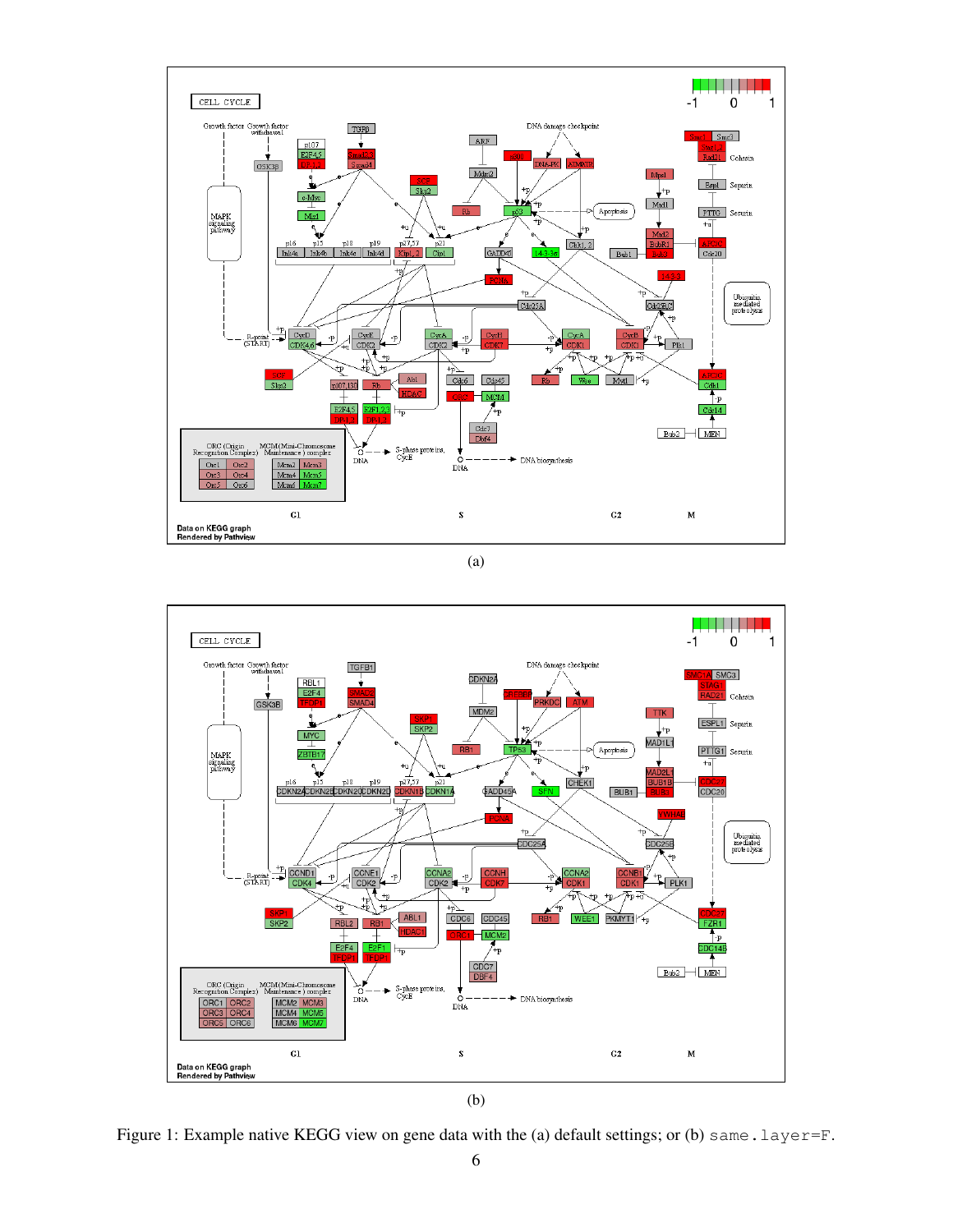(a)

(b)

Figure 1: Example native KEGG view on gene data with the (a) default settings; or (b) same.layer=F.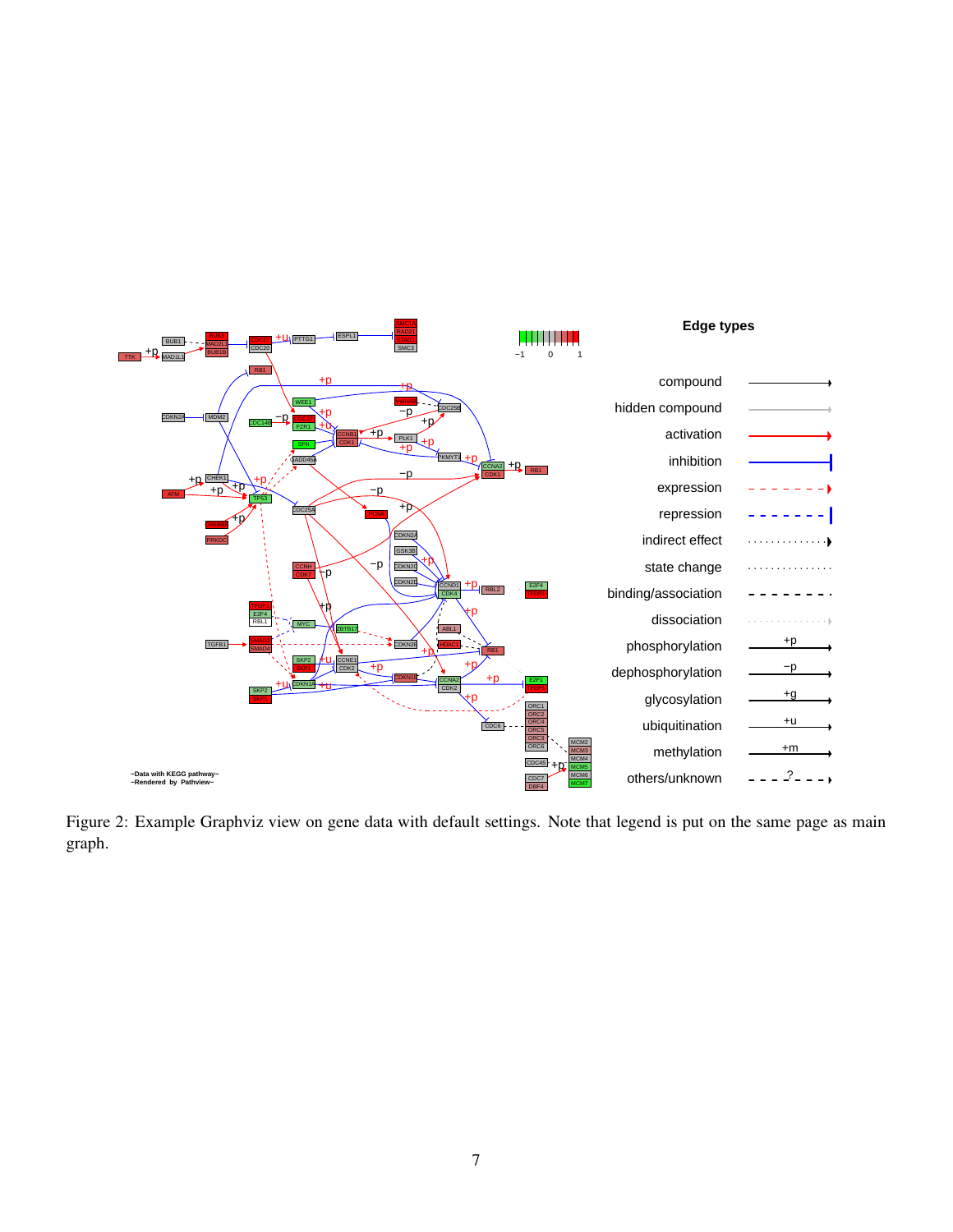Figure 2: Example Graphviz view on gene data with default settings. Note that legend is put on the same page as main graph.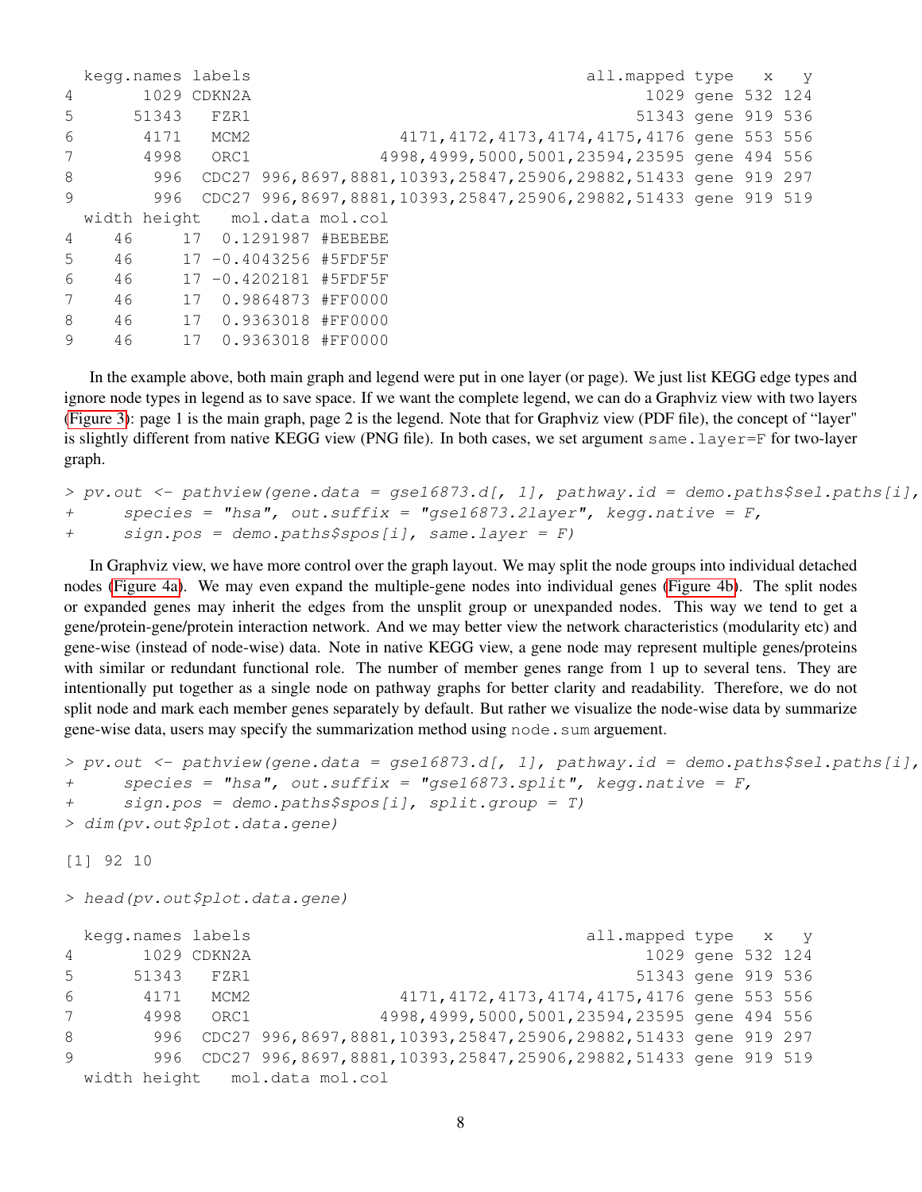```
  kegg.names labels                                        all.mapped type   x   y
4       1029 CDKN2A                                              1029 gene 532 124
5      51343   FZR1                                             51343 gene 919 536
6       4171   MCM2                     4171,4172,4173,4174,4175,4176 gene 553 556
7       4998   ORC1                  4998,4999,5000,5001,23594,23595 gene 494 556
8        996  CDC27 996,8697,8881,10393,25847,25906,29882,51433 gene 919 297
9        996  CDC27 996,8697,8881,10393,25847,25906,29882,51433 gene 919 519
  width height   mol.data mol.col
4    46     17  0.1291987 #BEBEBE
5    46     17 -0.4043256 #5FDF5F
6    46     17 -0.4202181 #5FDF5F
7    46     17  0.9864873 #FF0000
8    46     17  0.9363018 #FF0000
9    46     17  0.9363018 #FF0000
```

In the example above, both main graph and legend were put in one layer (or page). We just list KEGG edge types and ignore node types in legend as to save space. If we want the complete legend, we can do a Graphviz view with two layers (Figure 3): page 1 is the main graph, page 2 is the legend. Note that for Graphviz view (PDF file), the concept of "layer" is slightly different from native KEGG view (PNG file). In both cases, we set argument `same.layer=F` for two-layer graph.

```
> pv.out <- pathview(gene.data = gse16873.d[, 1], pathway.id = demo.paths$sel.paths[i],
+     species = "hsa", out.suffix = "gse16873.2layer", kegg.native = F,
+     sign.pos = demo.paths$spos[i], same.layer = F)
```

In Graphviz view, we have more control over the graph layout. We may split the node groups into individual detached nodes (Figure 4a). We may even expand the multiple-gene nodes into individual genes (Figure 4b). The split nodes or expanded genes may inherit the edges from the unsplit group or unexpanded nodes. This way we tend to get a gene/protein-gene/protein interaction network. And we may better view the network characteristics (modularity etc) and gene-wise (instead of node-wise) data. Note in native KEGG view, a gene node may represent multiple genes/proteins with similar or redundant functional role. The number of member genes range from 1 up to several tens. They are intentionally put together as a single node on pathway graphs for better clarity and readability. Therefore, we do not split node and mark each member genes separately by default. But rather we visualize the node-wise data by summarize gene-wise data, users may specify the summarization method using `node.sum` arguement.

```
> pv.out <- pathview(gene.data = gse16873.d[, 1], pathway.id = demo.paths$sel.paths[i],
+     species = "hsa", out.suffix = "gse16873.split", kegg.native = F,
+     sign.pos = demo.paths$spos[i], split.group = T)
> dim(pv.out$plot.data.gene)

[1] 92 10

> head(pv.out$plot.data.gene)

  kegg.names labels                                        all.mapped type   x   y
4       1029 CDKN2A                                              1029 gene 532 124
5      51343   FZR1                                             51343 gene 919 536
6       4171   MCM2                     4171,4172,4173,4174,4175,4176 gene 553 556
7       4998   ORC1                  4998,4999,5000,5001,23594,23595 gene 494 556
8        996  CDC27 996,8697,8881,10393,25847,25906,29882,51433 gene 919 297
9        996  CDC27 996,8697,8881,10393,25847,25906,29882,51433 gene 919 519
  width height   mol.data mol.col
```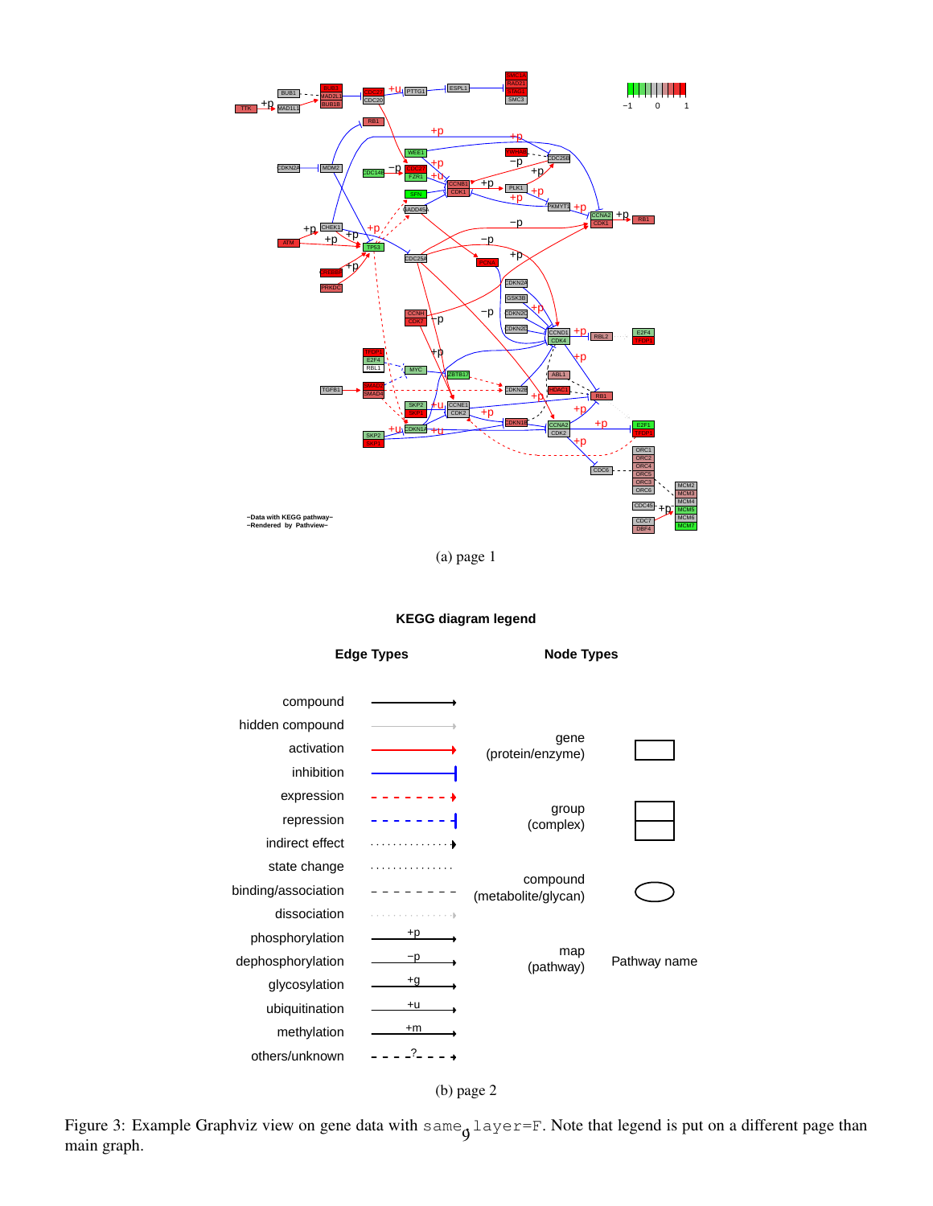(a) page 1

KEGG diagram legend

| Edge Types | | Node Types | |
|---|---|---|---|
| compound | | gene (protein/enzyme) | |
| hidden compound | | group (complex) | |
| activation | | compound (metabolite/glycan) | |
| inhibition | | map (pathway) | Pathway name |
| expression | | | |
| repression | | | |
| indirect effect | | | |
| state change | | | |
| binding/association | | | |
| dissociation | | | |
| phosphorylation | +p | | |
| dephosphorylation | −p | | |
| glycosylation | +g | | |
| ubiquitination | +u | | |
| methylation | +m | | |
| others/unknown | ? | | |

(b) page 2

Figure 3: Example Graphviz view on gene data with `same.layer=F`. Note that legend is put on a different page than main graph.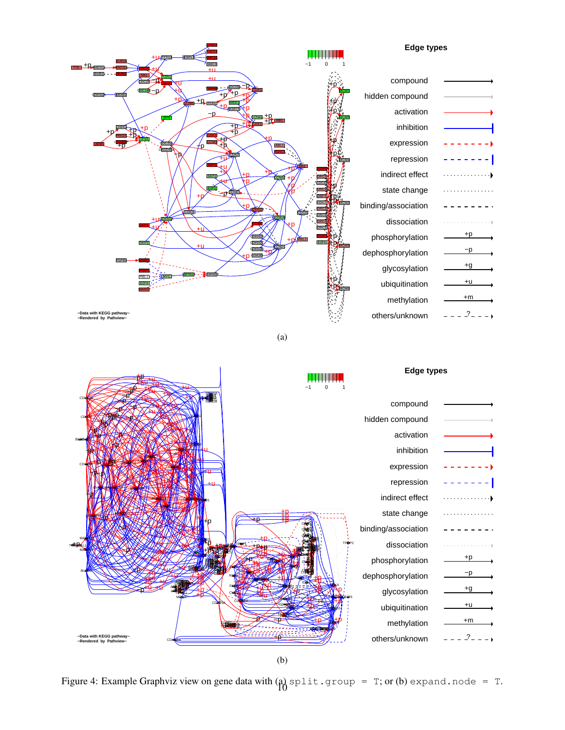(a)

(b)

Figure 4: Example Graphviz view on gene data with (a) `split.group = T`; or (b) `expand.node = T`.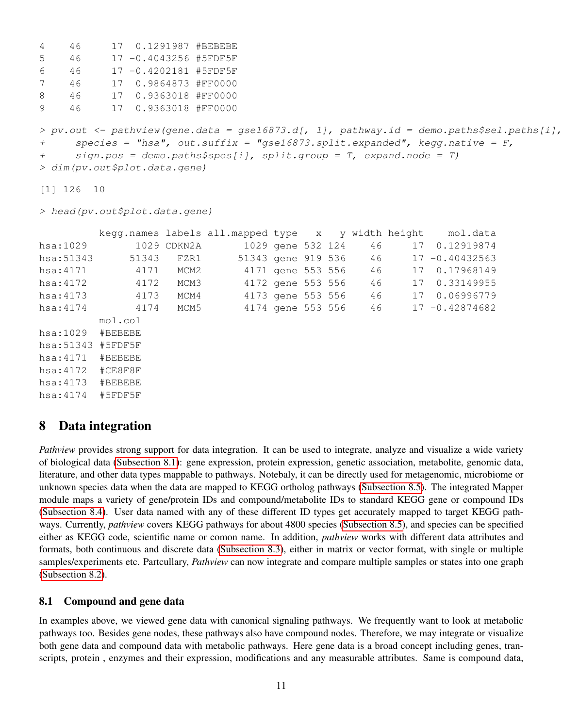```
4    46     17  0.1291987 #BEBEBE
5    46     17 -0.4043256 #5FDF5F
6    46     17 -0.4202181 #5FDF5F
7    46     17  0.9864873 #FF0000
8    46     17  0.9363018 #FF0000
9    46     17  0.9363018 #FF0000

> pv.out <- pathview(gene.data = gse16873.d[, 1], pathway.id = demo.paths$sel.paths[i],
+     species = "hsa", out.suffix = "gse16873.split.expanded", kegg.native = F,
+     sign.pos = demo.paths$spos[i], split.group = T, expand.node = T)
> dim(pv.out$plot.data.gene)

[1] 126  10

> head(pv.out$plot.data.gene)

          kegg.names labels all.mapped type   x   y width height    mol.data
hsa:1029        1029 CDKN2A       1029 gene 532 124    46     17  0.12919874
hsa:51343      51343   FZR1      51343 gene 919 536    46     17 -0.40432563
hsa:4171        4171   MCM2       4171 gene 553 556    46     17  0.17968149
hsa:4172        4172   MCM3       4172 gene 553 556    46     17  0.33149955
hsa:4173        4173   MCM4       4173 gene 553 556    46     17  0.06996779
hsa:4174        4174   MCM5       4174 gene 553 556    46     17 -0.42874682
          mol.col
hsa:1029  #BEBEBE
hsa:51343 #5FDF5F
hsa:4171  #BEBEBE
hsa:4172  #CE8F8F
hsa:4173  #BEBEBE
hsa:4174  #5FDF5F
```

# 8 Data integration

*Pathview* provides strong support for data integration. It can be used to integrate, analyze and visualize a wide variety of biological data (Subsection 8.1): gene expression, protein expression, genetic association, metabolite, genomic data, literature, and other data types mappable to pathways. Notebaly, it can be directly used for metagenomic, microbiome or unknown species data when the data are mapped to KEGG ortholog pathways (Subsection 8.5). The integrated Mapper module maps a variety of gene/protein IDs and compound/metabolite IDs to standard KEGG gene or compound IDs (Subsection 8.4). User data named with any of these different ID types get accurately mapped to target KEGG pathways. Currently, *pathview* covers KEGG pathways for about 4800 species (Subsection 8.5), and species can be specified either as KEGG code, scientific name or comon name. In addition, *pathview* works with different data attributes and formats, both continuous and discrete data (Subsection 8.3), either in matrix or vector format, with single or multiple samples/experiments etc. Partcullary, *Pathview* can now integrate and compare multiple samples or states into one graph (Subsection 8.2).

## 8.1 Compound and gene data

In examples above, we viewed gene data with canonical signaling pathways. We frequently want to look at metabolic pathways too. Besides gene nodes, these pathways also have compound nodes. Therefore, we may integrate or visualize both gene data and compound data with metabolic pathways. Here gene data is a broad concept including genes, transcripts, protein , enzymes and their expression, modifications and any measurable attributes. Same is compound data,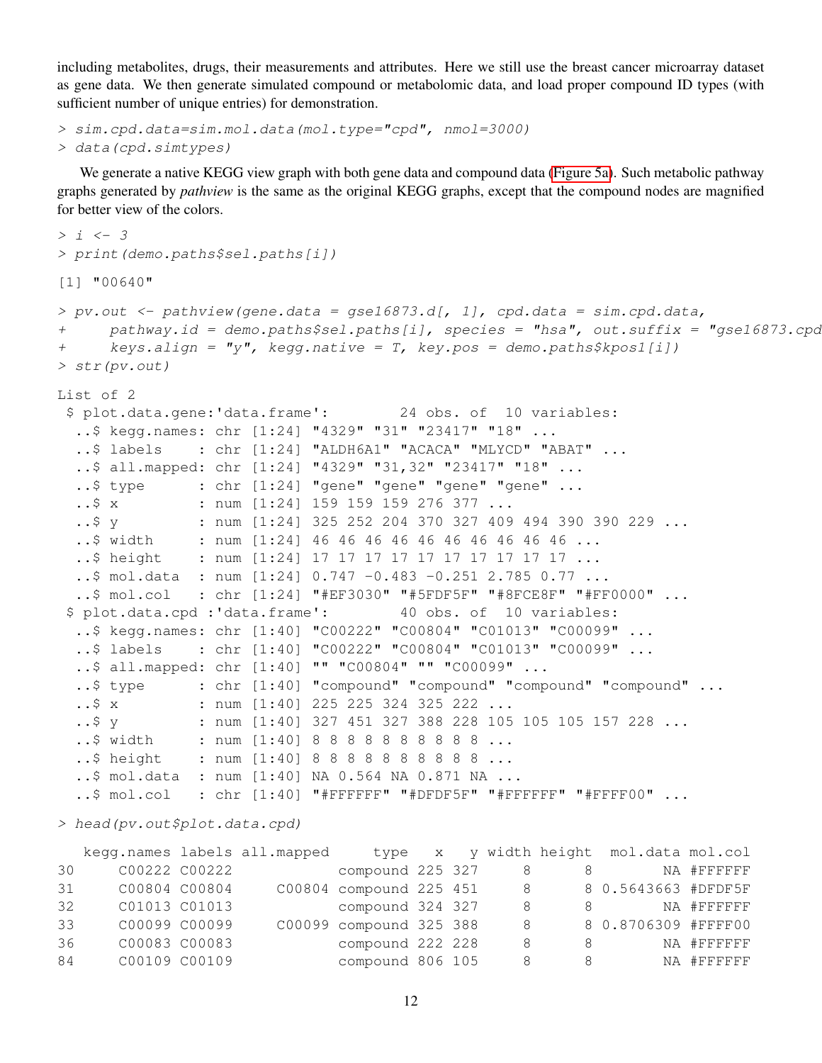including metabolites, drugs, their measurements and attributes. Here we still use the breast cancer microarray dataset as gene data. We then generate simulated compound or metabolomic data, and load proper compound ID types (with sufficient number of unique entries) for demonstration.

```
> sim.cpd.data=sim.mol.data(mol.type="cpd", nmol=3000)
> data(cpd.simtypes)
```

We generate a native KEGG view graph with both gene data and compound data (Figure 5a). Such metabolic pathway graphs generated by *pathview* is the same as the original KEGG graphs, except that the compound nodes are magnified for better view of the colors.

```
> i <- 3
> print(demo.paths$sel.paths[i])

[1] "00640"

> pv.out <- pathview(gene.data = gse16873.d[, 1], cpd.data = sim.cpd.data,
+     pathway.id = demo.paths$sel.paths[i], species = "hsa", out.suffix = "gse16873.cpd
+     keys.align = "y", kegg.native = T, key.pos = demo.paths$kpos1[i])
> str(pv.out)

List of 2
 $ plot.data.gene:'data.frame':        24 obs. of  10 variables:
  ..$ kegg.names: chr [1:24] "4329" "31" "23417" "18" ...
  ..$ labels    : chr [1:24] "ALDH6A1" "ACACA" "MLYCD" "ABAT" ...
  ..$ all.mapped: chr [1:24] "4329" "31,32" "23417" "18" ...
  ..$ type      : chr [1:24] "gene" "gene" "gene" "gene" ...
  ..$ x         : num [1:24] 159 159 159 276 377 ...
  ..$ y         : num [1:24] 325 252 204 370 327 409 494 390 390 229 ...
  ..$ width     : num [1:24] 46 46 46 46 46 46 46 46 46 46 ...
  ..$ height    : num [1:24] 17 17 17 17 17 17 17 17 17 17 ...
  ..$ mol.data  : num [1:24] 0.747 -0.483 -0.251 2.785 0.77 ...
  ..$ mol.col   : chr [1:24] "#EF3030" "#5FDF5F" "#8FCE8F" "#FF0000" ...
 $ plot.data.cpd :'data.frame':        40 obs. of  10 variables:
  ..$ kegg.names: chr [1:40] "C00222" "C00804" "C01013" "C00099" ...
  ..$ labels    : chr [1:40] "C00222" "C00804" "C01013" "C00099" ...
  ..$ all.mapped: chr [1:40] "" "C00804" "" "C00099" ...
  ..$ type      : chr [1:40] "compound" "compound" "compound" "compound" ...
  ..$ x         : num [1:40] 225 225 324 325 222 ...
  ..$ y         : num [1:40] 327 451 327 388 228 105 105 105 157 228 ...
  ..$ width     : num [1:40] 8 8 8 8 8 8 8 8 8 8 ...
  ..$ height    : num [1:40] 8 8 8 8 8 8 8 8 8 8 ...
  ..$ mol.data  : num [1:40] NA 0.564 NA 0.871 NA ...
  ..$ mol.col   : chr [1:40] "#FFFFFF" "#DFDF5F" "#FFFFFF" "#FFFF00" ...

> head(pv.out$plot.data.cpd)

   kegg.names labels all.mapped     type   x   y width height  mol.data mol.col
30     C00222 C00222            compound 225 327     8      8        NA #FFFFFF
31     C00804 C00804     C00804 compound 225 451     8      8 0.5643663 #DFDF5F
32     C01013 C01013            compound 324 327     8      8        NA #FFFFFF
33     C00099 C00099     C00099 compound 325 388     8      8 0.8706309 #FFFF00
36     C00083 C00083            compound 222 228     8      8        NA #FFFFFF
84     C00109 C00109            compound 806 105     8      8        NA #FFFFFF
```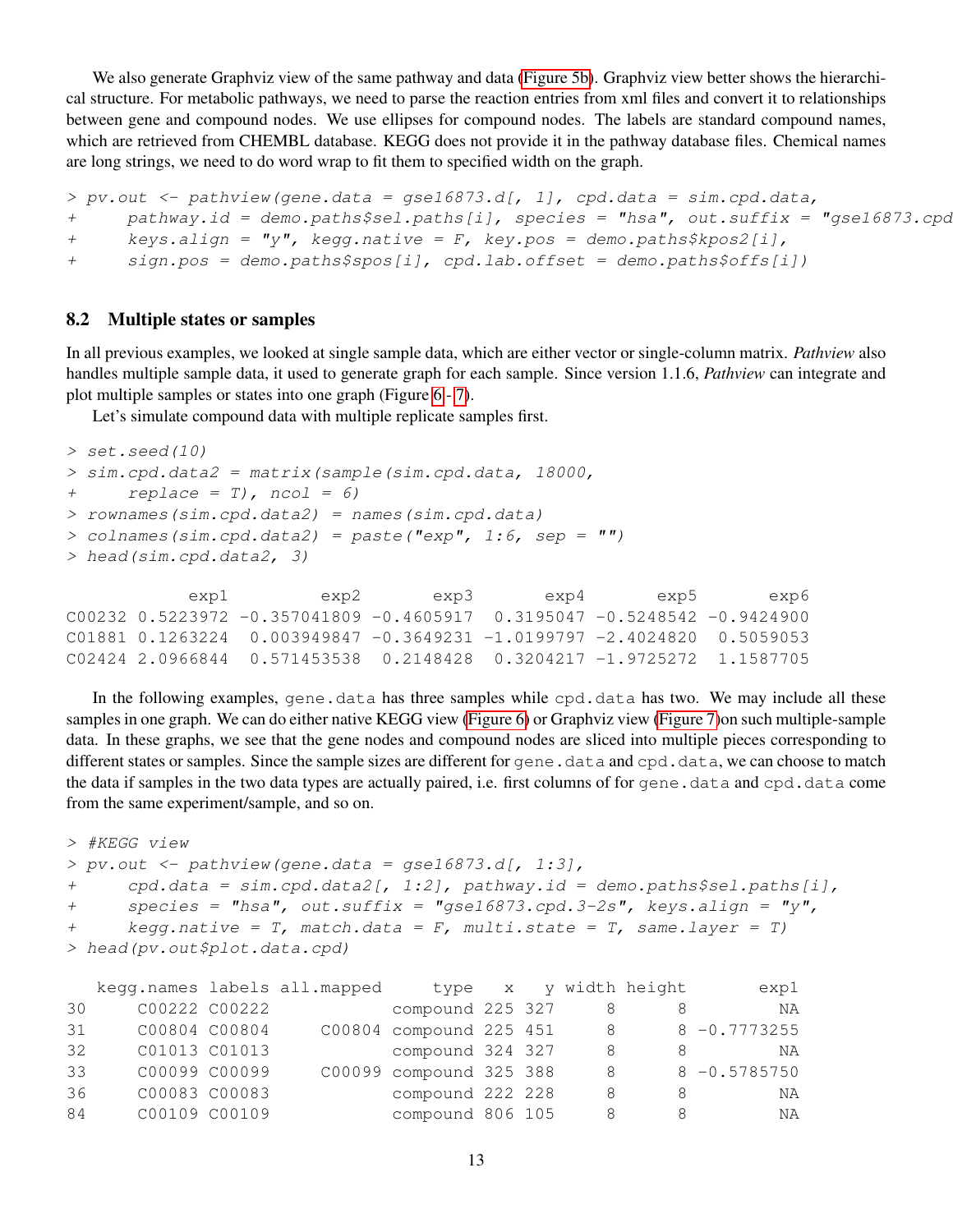We also generate Graphviz view of the same pathway and data (Figure 5b). Graphviz view better shows the hierarchical structure. For metabolic pathways, we need to parse the reaction entries from xml files and convert it to relationships between gene and compound nodes. We use ellipses for compound nodes. The labels are standard compound names, which are retrieved from CHEMBL database. KEGG does not provide it in the pathway database files. Chemical names are long strings, we need to do word wrap to fit them to specified width on the graph.

```
> pv.out <- pathview(gene.data = gse16873.d[, 1], cpd.data = sim.cpd.data,
+     pathway.id = demo.paths$sel.paths[i], species = "hsa", out.suffix = "gse16873.cpd
+     keys.align = "y", kegg.native = F, key.pos = demo.paths$kpos2[i],
+     sign.pos = demo.paths$spos[i], cpd.lab.offset = demo.paths$offs[i])
```

## 8.2 Multiple states or samples

In all previous examples, we looked at single sample data, which are either vector or single-column matrix. *Pathview* also handles multiple sample data, it used to generate graph for each sample. Since version 1.1.6, *Pathview* can integrate and plot multiple samples or states into one graph (Figure 6 - 7).

Let's simulate compound data with multiple replicate samples first.

```
> set.seed(10)
> sim.cpd.data2 = matrix(sample(sim.cpd.data, 18000,
+     replace = T), ncol = 6)
> rownames(sim.cpd.data2) = names(sim.cpd.data)
> colnames(sim.cpd.data2) = paste("exp", 1:6, sep = "")
> head(sim.cpd.data2, 3)
```

```
            exp1         exp2       exp3       exp4       exp5       exp6
C00232 0.5223972 -0.357041809 -0.4605917  0.3195047 -0.5248542 -0.9424900
C01881 0.1263224  0.003949847 -0.3649231 -1.0199797 -2.4024820  0.5059053
C02424 2.0966844  0.571453538  0.2148428  0.3204217 -1.9725272  1.1587705
```

In the following examples, gene.data has three samples while cpd.data has two. We may include all these samples in one graph. We can do either native KEGG view (Figure 6) or Graphviz view (Figure 7)on such multiple-sample data. In these graphs, we see that the gene nodes and compound nodes are sliced into multiple pieces corresponding to different states or samples. Since the sample sizes are different for gene.data and cpd.data, we can choose to match the data if samples in the two data types are actually paired, i.e. first columns of for gene.data and cpd.data come from the same experiment/sample, and so on.

```
> #KEGG view
> pv.out <- pathview(gene.data = gse16873.d[, 1:3],
+     cpd.data = sim.cpd.data2[, 1:2], pathway.id = demo.paths$sel.paths[i],
+     species = "hsa", out.suffix = "gse16873.cpd.3-2s", keys.align = "y",
+     kegg.native = T, match.data = F, multi.state = T, same.layer = T)
> head(pv.out$plot.data.cpd)
```

```
   kegg.names labels all.mapped     type   x   y width height       exp1
30     C00222 C00222            compound 225 327     8      8         NA
31     C00804 C00804     C00804 compound 225 451     8      8 -0.7773255
32     C01013 C01013            compound 324 327     8      8         NA
33     C00099 C00099     C00099 compound 325 388     8      8 -0.5785750
36     C00083 C00083            compound 222 228     8      8         NA
84     C00109 C00109            compound 806 105     8      8         NA
```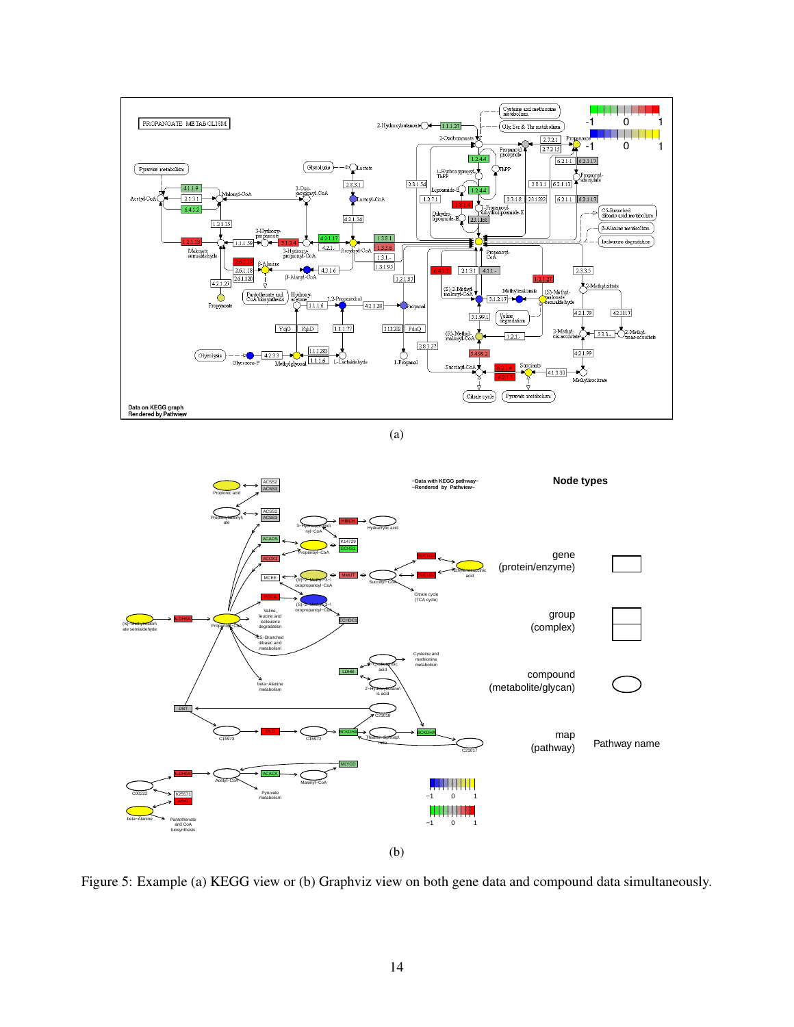(a)

(b)

Figure 5: Example (a) KEGG view or (b) Graphviz view on both gene data and compound data simultaneously.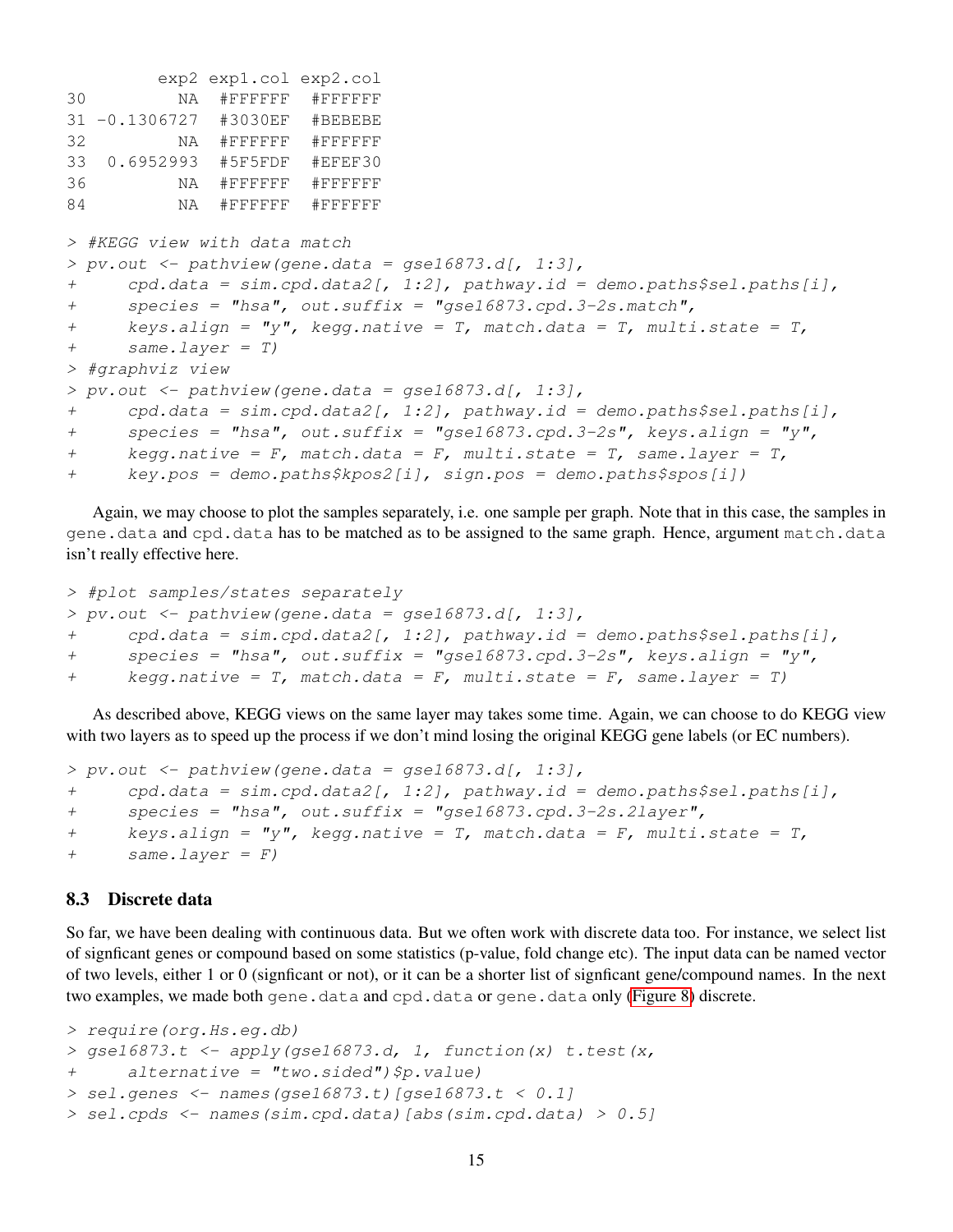```
        exp2 exp1.col exp2.col
30        NA  #FFFFFF  #FFFFFF
31 -0.1306727  #3030EF  #BEBEBE
32        NA  #FFFFFF  #FFFFFF
33  0.6952993  #5F5FDF  #EFEF30
36        NA  #FFFFFF  #FFFFFF
84        NA  #FFFFFF  #FFFFFF
```

```
> #KEGG view with data match
> pv.out <- pathview(gene.data = gse16873.d[, 1:3],
+     cpd.data = sim.cpd.data2[, 1:2], pathway.id = demo.paths$sel.paths[i],
+     species = "hsa", out.suffix = "gse16873.cpd.3-2s.match",
+     keys.align = "y", kegg.native = T, match.data = T, multi.state = T,
+     same.layer = T)
> #graphviz view
> pv.out <- pathview(gene.data = gse16873.d[, 1:3],
+     cpd.data = sim.cpd.data2[, 1:2], pathway.id = demo.paths$sel.paths[i],
+     species = "hsa", out.suffix = "gse16873.cpd.3-2s", keys.align = "y",
+     kegg.native = F, match.data = F, multi.state = T, same.layer = T,
+     key.pos = demo.paths$kpos2[i], sign.pos = demo.paths$spos[i])
```

Again, we may choose to plot the samples separately, i.e. one sample per graph. Note that in this case, the samples in gene.data and cpd.data has to be matched as to be assigned to the same graph. Hence, argument match.data isn't really effective here.

```
> #plot samples/states separately
> pv.out <- pathview(gene.data = gse16873.d[, 1:3],
+     cpd.data = sim.cpd.data2[, 1:2], pathway.id = demo.paths$sel.paths[i],
+     species = "hsa", out.suffix = "gse16873.cpd.3-2s", keys.align = "y",
+     kegg.native = T, match.data = F, multi.state = F, same.layer = T)
```

As described above, KEGG views on the same layer may takes some time. Again, we can choose to do KEGG view with two layers as to speed up the process if we don't mind losing the original KEGG gene labels (or EC numbers).

```
> pv.out <- pathview(gene.data = gse16873.d[, 1:3],
+     cpd.data = sim.cpd.data2[, 1:2], pathway.id = demo.paths$sel.paths[i],
+     species = "hsa", out.suffix = "gse16873.cpd.3-2s.2layer",
+     keys.align = "y", kegg.native = T, match.data = F, multi.state = T,
+     same.layer = F)
```

### 8.3 Discrete data

So far, we have been dealing with continuous data. But we often work with discrete data too. For instance, we select list of signficant genes or compound based on some statistics (p-value, fold change etc). The input data can be named vector of two levels, either 1 or 0 (signficant or not), or it can be a shorter list of signficant gene/compound names. In the next two examples, we made both gene.data and cpd.data or gene.data only (Figure 8) discrete.

```
> require(org.Hs.eg.db)
> gse16873.t <- apply(gse16873.d, 1, function(x) t.test(x,
+     alternative = "two.sided")$p.value)
> sel.genes <- names(gse16873.t)[gse16873.t < 0.1]
> sel.cpds <- names(sim.cpd.data)[abs(sim.cpd.data) > 0.5]
```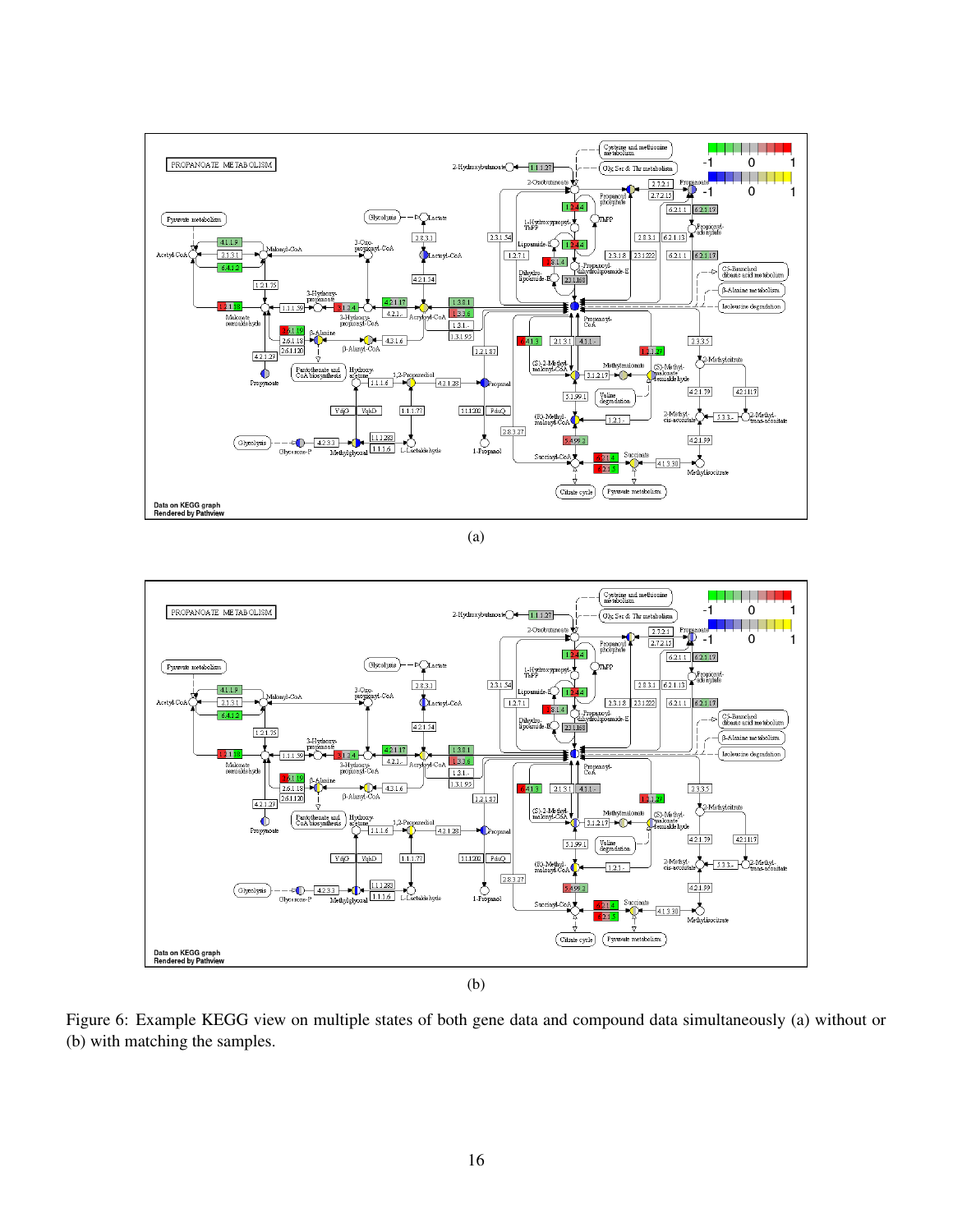(a)

(b)

Figure 6: Example KEGG view on multiple states of both gene data and compound data simultaneously (a) without or (b) with matching the samples.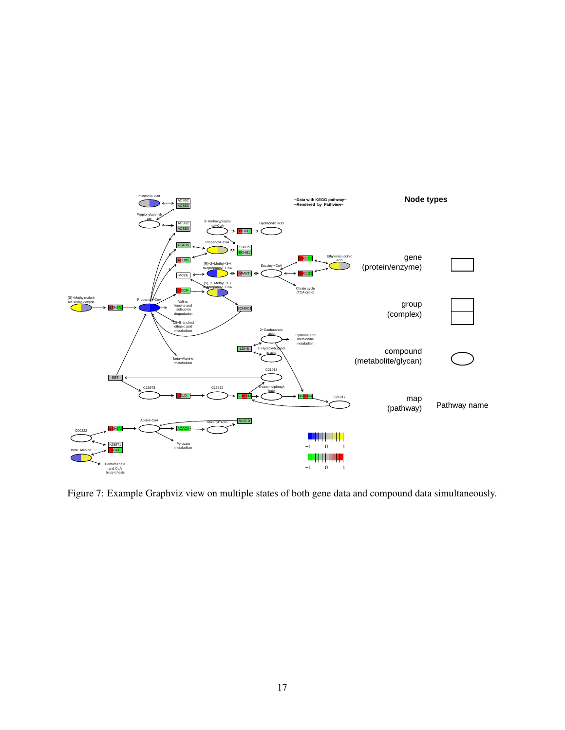Figure 7: Example Graphviz view on multiple states of both gene data and compound data simultaneously.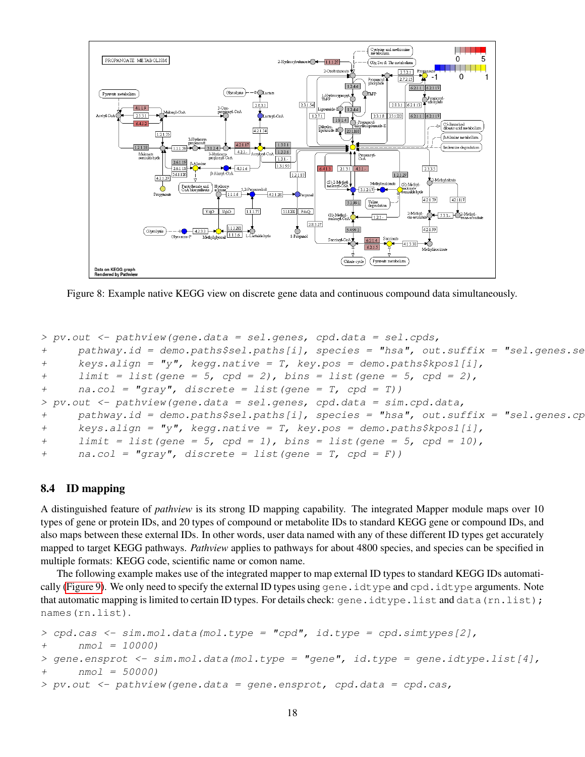Figure 8: Example native KEGG view on discrete gene data and continuous compound data simultaneously.

```
> pv.out <- pathview(gene.data = sel.genes, cpd.data = sel.cpds,
+     pathway.id = demo.paths$sel.paths[i], species = "hsa", out.suffix = "sel.genes.se
+     keys.align = "y", kegg.native = T, key.pos = demo.paths$kpos1[i],
+     limit = list(gene = 5, cpd = 2), bins = list(gene = 5, cpd = 2),
+     na.col = "gray", discrete = list(gene = T, cpd = T))
> pv.out <- pathview(gene.data = sel.genes, cpd.data = sim.cpd.data,
+     pathway.id = demo.paths$sel.paths[i], species = "hsa", out.suffix = "sel.genes.cp
+     keys.align = "y", kegg.native = T, key.pos = demo.paths$kpos1[i],
+     limit = list(gene = 5, cpd = 1), bins = list(gene = 5, cpd = 10),
+     na.col = "gray", discrete = list(gene = T, cpd = F))
```

### 8.4 ID mapping

A distinguished feature of *pathview* is its strong ID mapping capability. The integrated Mapper module maps over 10 types of gene or protein IDs, and 20 types of compound or metabolite IDs to standard KEGG gene or compound IDs, and also maps between these external IDs. In other words, user data named with any of these different ID types get accurately mapped to target KEGG pathways. *Pathview* applies to pathways for about 4800 species, and species can be specified in multiple formats: KEGG code, scientific name or comon name.

The following example makes use of the integrated mapper to map external ID types to standard KEGG IDs automatically (Figure 9). We only need to specify the external ID types using `gene.idtype` and `cpd.idtype` arguments. Note that automatic mapping is limited to certain ID types. For details check: `gene.idtype.list` and `data(rn.list); names(rn.list)`.

```
> cpd.cas <- sim.mol.data(mol.type = "cpd", id.type = cpd.simtypes[2],
+     nmol = 10000)
> gene.ensprot <- sim.mol.data(mol.type = "gene", id.type = gene.idtype.list[4],
+     nmol = 50000)
> pv.out <- pathview(gene.data = gene.ensprot, cpd.data = cpd.cas,
```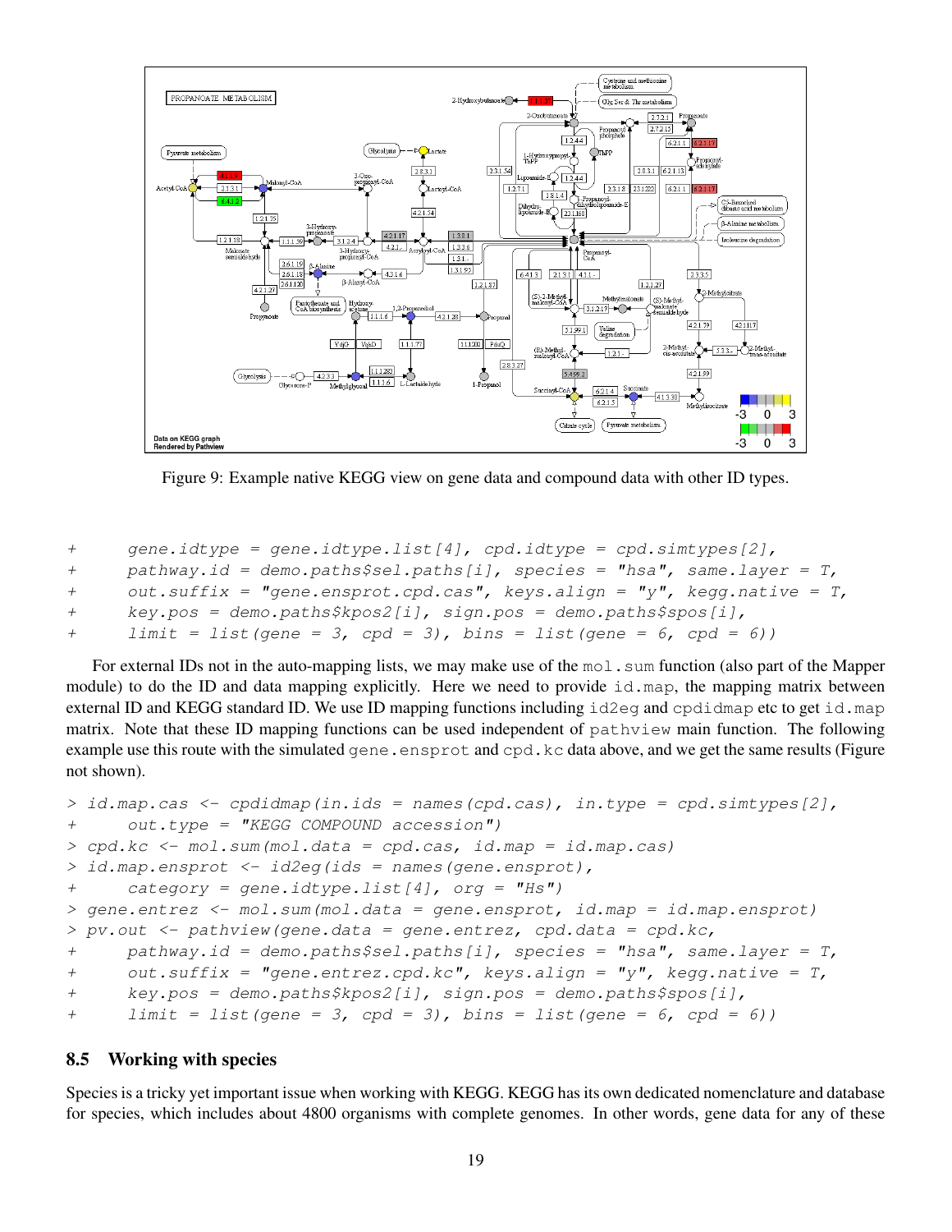Figure 9: Example native KEGG view on gene data and compound data with other ID types.

```
+      gene.idtype = gene.idtype.list[4], cpd.idtype = cpd.simtypes[2],
+      pathway.id = demo.paths$sel.paths[i], species = "hsa", same.layer = T,
+      out.suffix = "gene.ensprot.cpd.cas", keys.align = "y", kegg.native = T,
+      key.pos = demo.paths$kpos2[i], sign.pos = demo.paths$spos[i],
+      limit = list(gene = 3, cpd = 3), bins = list(gene = 6, cpd = 6))
```

For external IDs not in the auto-mapping lists, we may make use of the `mol.sum` function (also part of the Mapper module) to do the ID and data mapping explicitly. Here we need to provide `id.map`, the mapping matrix between external ID and KEGG standard ID. We use ID mapping functions including `id2eg` and `cpdidmap` etc to get `id.map` matrix. Note that these ID mapping functions can be used independent of `pathview` main function. The following example use this route with the simulated `gene.ensprot` and `cpd.kc` data above, and we get the same results (Figure not shown).

```
> id.map.cas <- cpdidmap(in.ids = names(cpd.cas), in.type = cpd.simtypes[2],
+      out.type = "KEGG COMPOUND accession")
> cpd.kc <- mol.sum(mol.data = cpd.cas, id.map = id.map.cas)
> id.map.ensprot <- id2eg(ids = names(gene.ensprot),
+      category = gene.idtype.list[4], org = "Hs")
> gene.entrez <- mol.sum(mol.data = gene.ensprot, id.map = id.map.ensprot)
> pv.out <- pathview(gene.data = gene.entrez, cpd.data = cpd.kc,
+      pathway.id = demo.paths$sel.paths[i], species = "hsa", same.layer = T,
+      out.suffix = "gene.entrez.cpd.kc", keys.align = "y", kegg.native = T,
+      key.pos = demo.paths$kpos2[i], sign.pos = demo.paths$spos[i],
+      limit = list(gene = 3, cpd = 3), bins = list(gene = 6, cpd = 6))
```

## 8.5 Working with species

Species is a tricky yet important issue when working with KEGG. KEGG has its own dedicated nomenclature and database for species, which includes about 4800 organisms with complete genomes. In other words, gene data for any of these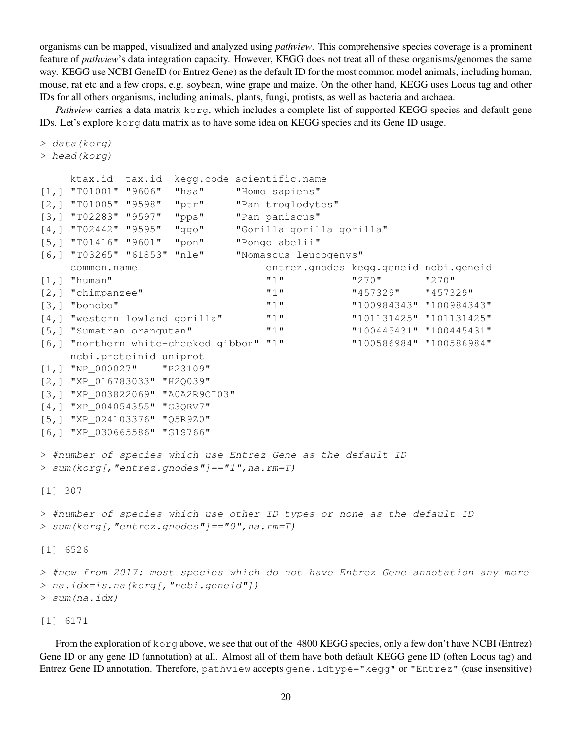organisms can be mapped, visualized and analyzed using *pathview*. This comprehensive species coverage is a prominent feature of *pathview*'s data integration capacity. However, KEGG does not treat all of these organisms/genomes the same way. KEGG use NCBI GeneID (or Entrez Gene) as the default ID for the most common model animals, including human, mouse, rat etc and a few crops, e.g. soybean, wine grape and maize. On the other hand, KEGG uses Locus tag and other IDs for all others organisms, including animals, plants, fungi, protists, as well as bacteria and archaea.

*Pathview* carries a data matrix `korg`, which includes a complete list of supported KEGG species and default gene IDs. Let's explore `korg` data matrix as to have some idea on KEGG species and its Gene ID usage.

```
> data(korg)
> head(korg)

     ktax.id  tax.id  kegg.code scientific.name
[1,] "T01001" "9606"  "hsa"     "Homo sapiens"
[2,] "T01005" "9598"  "ptr"     "Pan troglodytes"
[3,] "T02283" "9597"  "pps"     "Pan paniscus"
[4,] "T02442" "9595"  "ggo"     "Gorilla gorilla gorilla"
[5,] "T01416" "9601"  "pon"     "Pongo abelii"
[6,] "T03265" "61853" "nle"     "Nomascus leucogenys"
     common.name                      entrez.gnodes kegg.geneid ncbi.geneid
[1,] "human"                          "1"           "270"       "270"
[2,] "chimpanzee"                     "1"           "457329"    "457329"
[3,] "bonobo"                         "1"           "100984343" "100984343"
[4,] "western lowland gorilla"        "1"           "101131425" "101131425"
[5,] "Sumatran orangutan"             "1"           "100445431" "100445431"
[6,] "northern white-cheeked gibbon" "1"           "100586984" "100586984"
     ncbi.proteinid uniprot
[1,] "NP_000027"    "P23109"
[2,] "XP_016783033" "H2Q039"
[3,] "XP_003822069" "A0A2R9CI03"
[4,] "XP_004054355" "G3QRV7"
[5,] "XP_024103376" "Q5R9Z0"
[6,] "XP_030665586" "G1S766"

> #number of species which use Entrez Gene as the default ID
> sum(korg[,"entrez.gnodes"]=="1",na.rm=T)

[1] 307

> #number of species which use other ID types or none as the default ID
> sum(korg[,"entrez.gnodes"]=="0",na.rm=T)

[1] 6526

> #new from 2017: most species which do not have Entrez Gene annotation any more
> na.idx=is.na(korg[,"ncbi.geneid"])
> sum(na.idx)

[1] 6171
```

From the exploration of `korg` above, we see that out of the 4800 KEGG species, only a few don't have NCBI (Entrez) Gene ID or any gene ID (annotation) at all. Almost all of them have both default KEGG gene ID (often Locus tag) and Entrez Gene ID annotation. Therefore, `pathview` accepts `gene.idtype="kegg"` or `"Entrez"` (case insensitive)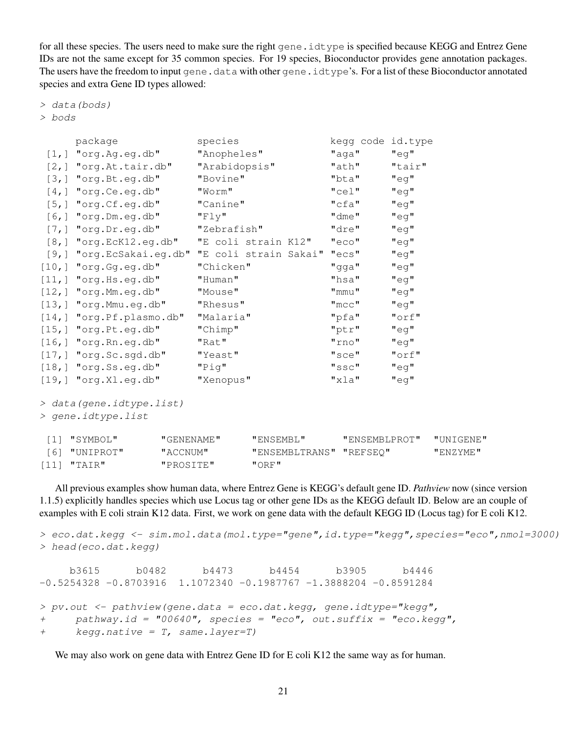for all these species. The users need to make sure the right `gene.idtype` is specified because KEGG and Entrez Gene IDs are not the same except for 35 common species. For 19 species, Bioconductor provides gene annotation packages. The users have the freedom to input `gene.data` with other `gene.idtype`'s. For a list of these Bioconductor annotated species and extra Gene ID types allowed:

```
> data(bods)
> bods

      package              species                kegg code id.type
 [1,] "org.Ag.eg.db"       "Anopheles"            "aga"     "eg"
 [2,] "org.At.tair.db"     "Arabidopsis"          "ath"     "tair"
 [3,] "org.Bt.eg.db"       "Bovine"               "bta"     "eg"
 [4,] "org.Ce.eg.db"       "Worm"                 "cel"     "eg"
 [5,] "org.Cf.eg.db"       "Canine"               "cfa"     "eg"
 [6,] "org.Dm.eg.db"       "Fly"                  "dme"     "eg"
 [7,] "org.Dr.eg.db"       "Zebrafish"            "dre"     "eg"
 [8,] "org.EcK12.eg.db"    "E coli strain K12"    "eco"     "eg"
 [9,] "org.EcSakai.eg.db" "E coli strain Sakai" "ecs"     "eg"
[10,] "org.Gg.eg.db"       "Chicken"              "gga"     "eg"
[11,] "org.Hs.eg.db"       "Human"                "hsa"     "eg"
[12,] "org.Mm.eg.db"       "Mouse"                "mmu"     "eg"
[13,] "org.Mmu.eg.db"      "Rhesus"               "mcc"     "eg"
[14,] "org.Pf.plasmo.db"   "Malaria"              "pfa"     "orf"
[15,] "org.Pt.eg.db"       "Chimp"                "ptr"     "eg"
[16,] "org.Rn.eg.db"       "Rat"                  "rno"     "eg"
[17,] "org.Sc.sgd.db"      "Yeast"                "sce"     "orf"
[18,] "org.Ss.eg.db"       "Pig"                  "ssc"     "eg"
[19,] "org.Xl.eg.db"       "Xenopus"              "xla"     "eg"

> data(gene.idtype.list)
> gene.idtype.list

 [1] "SYMBOL"       "GENENAME"     "ENSEMBL"      "ENSEMBLPROT"  "UNIGENE"
 [6] "UNIPROT"      "ACCNUM"       "ENSEMBLTRANS" "REFSEQ"       "ENZYME"
[11] "TAIR"         "PROSITE"      "ORF"
```

All previous examples show human data, where Entrez Gene is KEGG's default gene ID. *Pathview* now (since version 1.1.5) explicitly handles species which use Locus tag or other gene IDs as the KEGG default ID. Below are an couple of examples with E coli strain K12 data. First, we work on gene data with the default KEGG ID (Locus tag) for E coli K12.

```
> eco.dat.kegg <- sim.mol.data(mol.type="gene",id.type="kegg",species="eco",nmol=3000)
> head(eco.dat.kegg)

     b3615      b0482      b4473      b4454      b3905      b4446
-0.5254328 -0.8703916  1.1072340 -0.1987767 -1.3888204 -0.8591284

> pv.out <- pathview(gene.data = eco.dat.kegg, gene.idtype="kegg",
+     pathway.id = "00640", species = "eco", out.suffix = "eco.kegg",
+     kegg.native = T, same.layer=T)
```

We may also work on gene data with Entrez Gene ID for E coli K12 the same way as for human.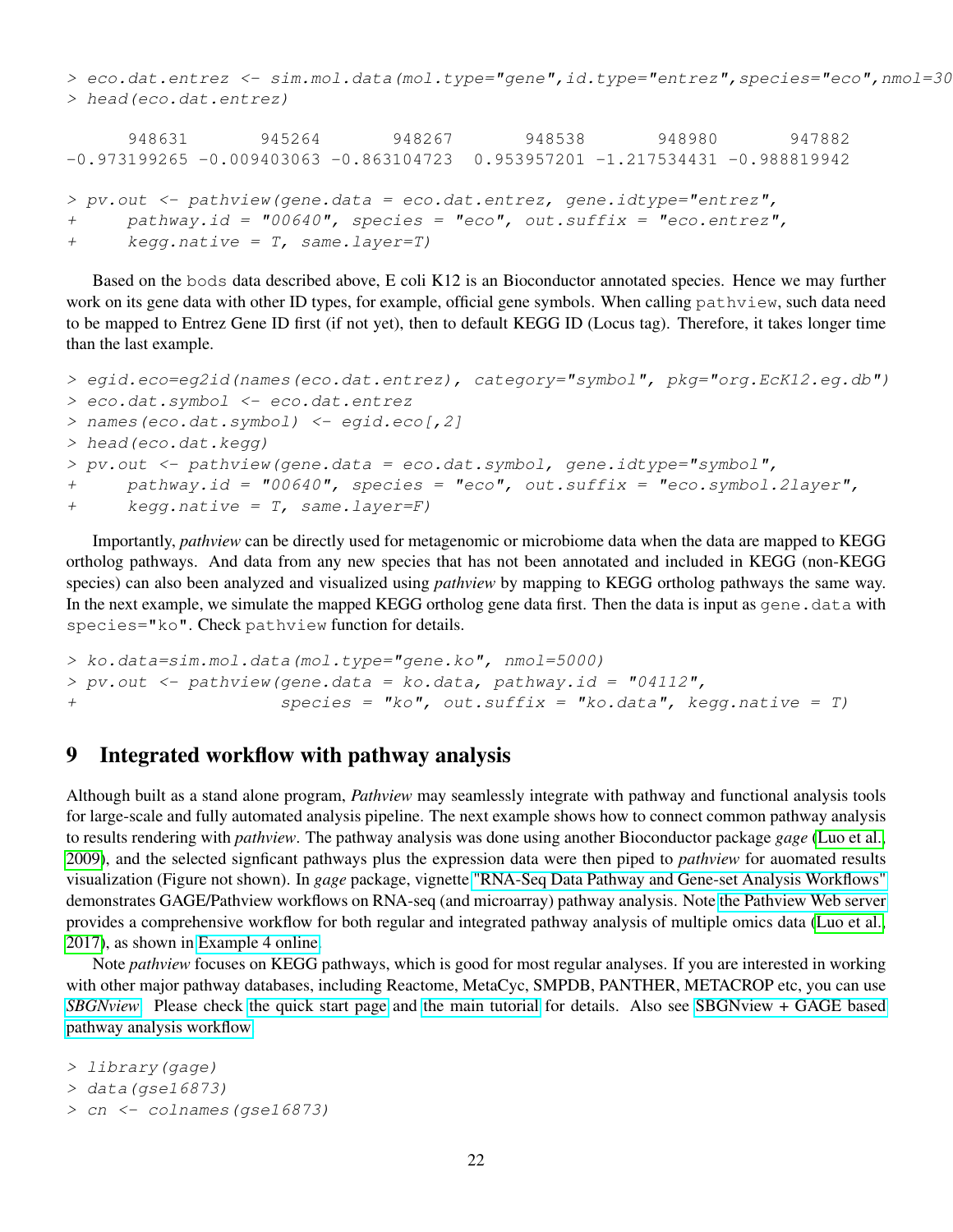```
> eco.dat.entrez <- sim.mol.data(mol.type="gene",id.type="entrez",species="eco",nmol=30
> head(eco.dat.entrez)

      948631       945264       948267       948538       948980       947882
-0.973199265 -0.009403063 -0.863104723  0.953957201 -1.217534431 -0.988819942

> pv.out <- pathview(gene.data = eco.dat.entrez, gene.idtype="entrez",
+     pathway.id = "00640", species = "eco", out.suffix = "eco.entrez",
+     kegg.native = T, same.layer=T)
```

Based on the bods data described above, E coli K12 is an Bioconductor annotated species. Hence we may further work on its gene data with other ID types, for example, official gene symbols. When calling pathview, such data need to be mapped to Entrez Gene ID first (if not yet), then to default KEGG ID (Locus tag). Therefore, it takes longer time than the last example.

```
> egid.eco=eg2id(names(eco.dat.entrez), category="symbol", pkg="org.EcK12.eg.db")
> eco.dat.symbol <- eco.dat.entrez
> names(eco.dat.symbol) <- egid.eco[,2]
> head(eco.dat.kegg)
> pv.out <- pathview(gene.data = eco.dat.symbol, gene.idtype="symbol",
+     pathway.id = "00640", species = "eco", out.suffix = "eco.symbol.2layer",
+     kegg.native = T, same.layer=F)
```

Importantly, *pathview* can be directly used for metagenomic or microbiome data when the data are mapped to KEGG ortholog pathways. And data from any new species that has not been annotated and included in KEGG (non-KEGG species) can also been analyzed and visualized using *pathview* by mapping to KEGG ortholog pathways the same way. In the next example, we simulate the mapped KEGG ortholog gene data first. Then the data is input as gene.data with species="ko". Check pathview function for details.

```
> ko.data=sim.mol.data(mol.type="gene.ko", nmol=5000)
> pv.out <- pathview(gene.data = ko.data, pathway.id = "04112",
+                    species = "ko", out.suffix = "ko.data", kegg.native = T)
```

# 9 Integrated workflow with pathway analysis

Although built as a stand alone program, *Pathview* may seamlessly integrate with pathway and functional analysis tools for large-scale and fully automated analysis pipeline. The next example shows how to connect common pathway analysis to results rendering with *pathview*. The pathway analysis was done using another Bioconductor package *gage* (Luo et al., 2009), and the selected signficant pathways plus the expression data were then piped to *pathview* for auomated results visualization (Figure not shown). In *gage* package, vignette "RNA-Seq Data Pathway and Gene-set Analysis Workflows" demonstrates GAGE/Pathview workflows on RNA-seq (and microarray) pathway analysis. Note the Pathview Web server provides a comprehensive workflow for both regular and integrated pathway analysis of multiple omics data (Luo et al., 2017), as shown in Example 4 online.

Note *pathview* focuses on KEGG pathways, which is good for most regular analyses. If you are interested in working with other major pathway databases, including Reactome, MetaCyc, SMPDB, PANTHER, METACROP etc, you can use *SBGNview*. Please check the quick start page and the main tutorial for details. Also see SBGNview + GAGE based pathway analysis workflow.

```
> library(gage)
> data(gse16873)
> cn <- colnames(gse16873)
```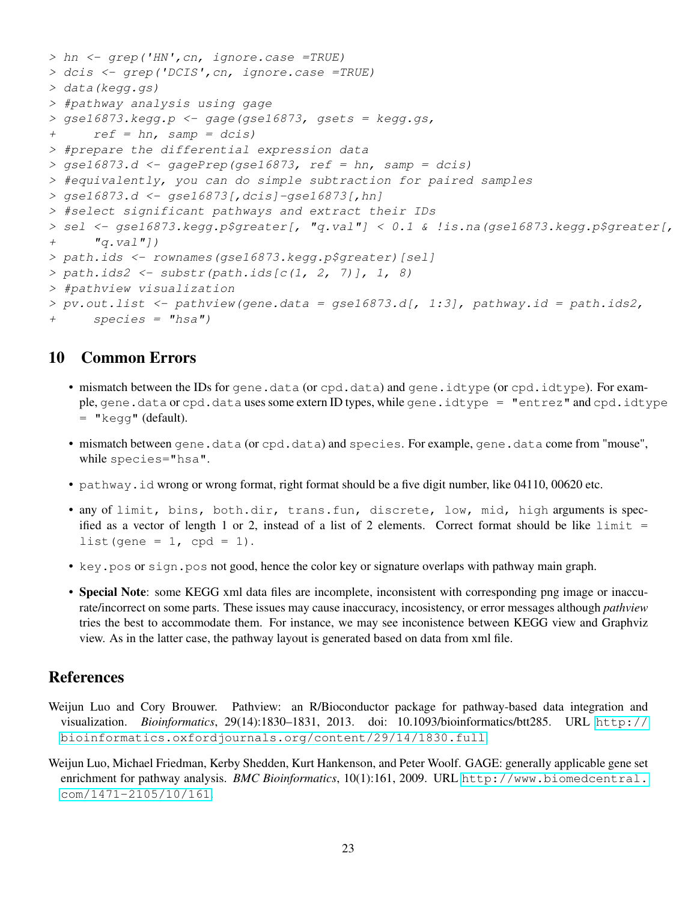```
> hn <- grep('HN',cn, ignore.case =TRUE)
> dcis <- grep('DCIS',cn, ignore.case =TRUE)
> data(kegg.gs)
> #pathway analysis using gage
> gse16873.kegg.p <- gage(gse16873, gsets = kegg.gs,
+     ref = hn, samp = dcis)
> #prepare the differential expression data
> gse16873.d <- gagePrep(gse16873, ref = hn, samp = dcis)
> #equivalently, you can do simple subtraction for paired samples
> gse16873.d <- gse16873[,dcis]-gse16873[,hn]
> #select significant pathways and extract their IDs
> sel <- gse16873.kegg.p$greater[, "q.val"] < 0.1 & !is.na(gse16873.kegg.p$greater[,
+     "q.val"])
> path.ids <- rownames(gse16873.kegg.p$greater)[sel]
> path.ids2 <- substr(path.ids[c(1, 2, 7)], 1, 8)
> #pathview visualization
> pv.out.list <- pathview(gene.data = gse16873.d[, 1:3], pathway.id = path.ids2,
+     species = "hsa")
```

## 10 Common Errors

- mismatch between the IDs for `gene.data` (or `cpd.data`) and `gene.idtype` (or `cpd.idtype`). For example, `gene.data` or `cpd.data` uses some extern ID types, while `gene.idtype = "entrez"` and `cpd.idtype = "kegg"` (default).
- mismatch between `gene.data` (or `cpd.data`) and `species`. For example, `gene.data` come from "mouse", while `species="hsa"`.
- `pathway.id` wrong or wrong format, right format should be a five digit number, like 04110, 00620 etc.
- any of `limit, bins, both.dir, trans.fun, discrete, low, mid, high` arguments is specified as a vector of length 1 or 2, instead of a list of 2 elements. Correct format should be like `limit = list(gene = 1, cpd = 1)`.
- `key.pos` or `sign.pos` not good, hence the color key or signature overlaps with pathway main graph.
- **Special Note**: some KEGG xml data files are incomplete, inconsistent with corresponding png image or inaccurate/incorrect on some parts. These issues may cause inaccuracy, incosistency, or error messages although *pathview* tries the best to accommodate them. For instance, we may see inconistence between KEGG view and Graphviz view. As in the latter case, the pathway layout is generated based on data from xml file.

## References

Weijun Luo and Cory Brouwer. Pathview: an R/Bioconductor package for pathway-based data integration and visualization. *Bioinformatics*, 29(14):1830–1831, 2013. doi: 10.1093/bioinformatics/btt285. URL http://bioinformatics.oxfordjournals.org/content/29/14/1830.full.

Weijun Luo, Michael Friedman, Kerby Shedden, Kurt Hankenson, and Peter Woolf. GAGE: generally applicable gene set enrichment for pathway analysis. *BMC Bioinformatics*, 10(1):161, 2009. URL http://www.biomedcentral.com/1471-2105/10/161.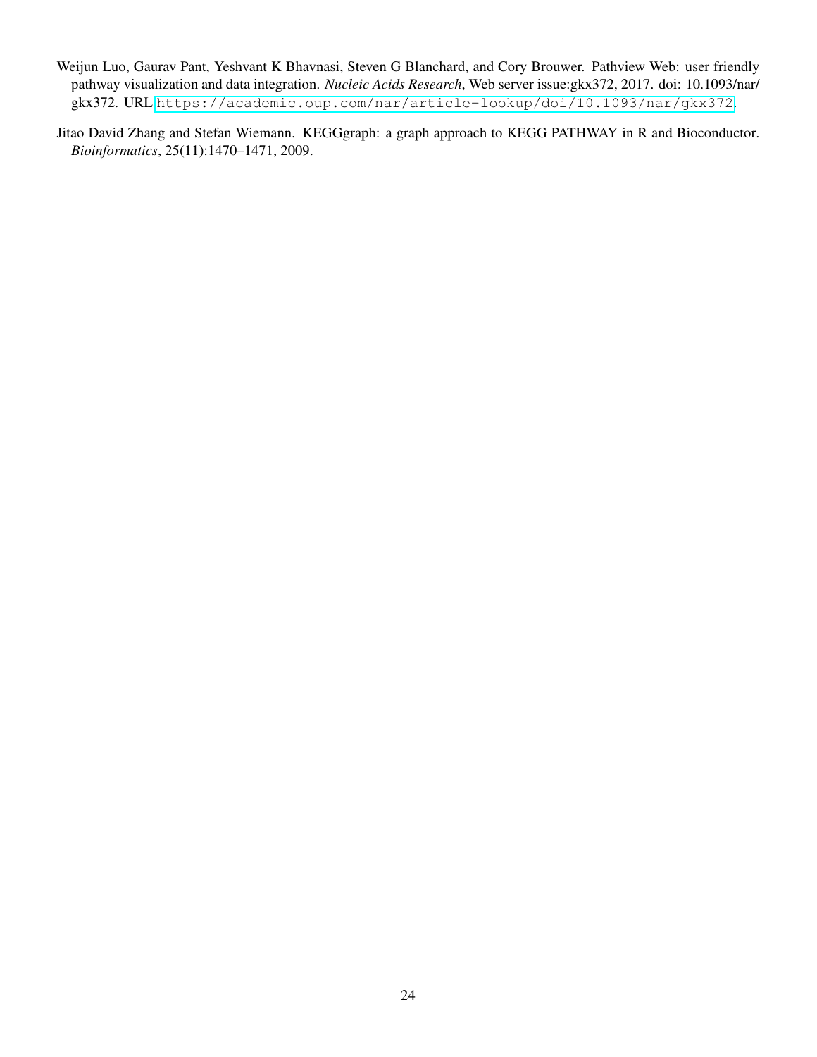Weijun Luo, Gaurav Pant, Yeshvant K Bhavnasi, Steven G Blanchard, and Cory Brouwer. Pathview Web: user friendly pathway visualization and data integration. *Nucleic Acids Research*, Web server issue:gkx372, 2017. doi: 10.1093/nar/gkx372. URL https://academic.oup.com/nar/article-lookup/doi/10.1093/nar/gkx372.

Jitao David Zhang and Stefan Wiemann. KEGGgraph: a graph approach to KEGG PATHWAY in R and Bioconductor. *Bioinformatics*, 25(11):1470–1471, 2009.